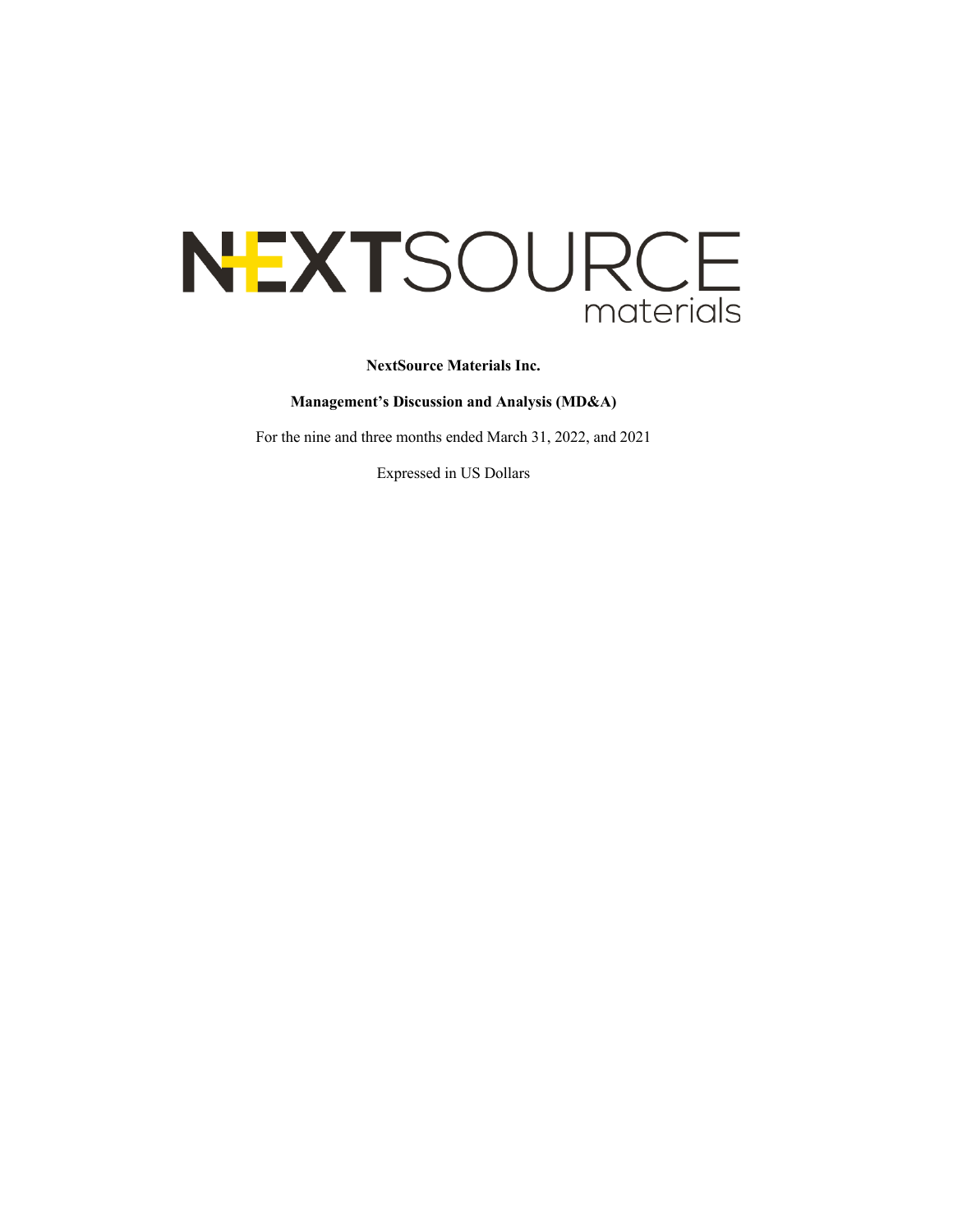NEXTSOURCE materials

**NextSource Materials Inc.**

**Management's Discussion and Analysis (MD&A)**

For the nine and three months ended March 31, 2022, and 2021

Expressed in US Dollars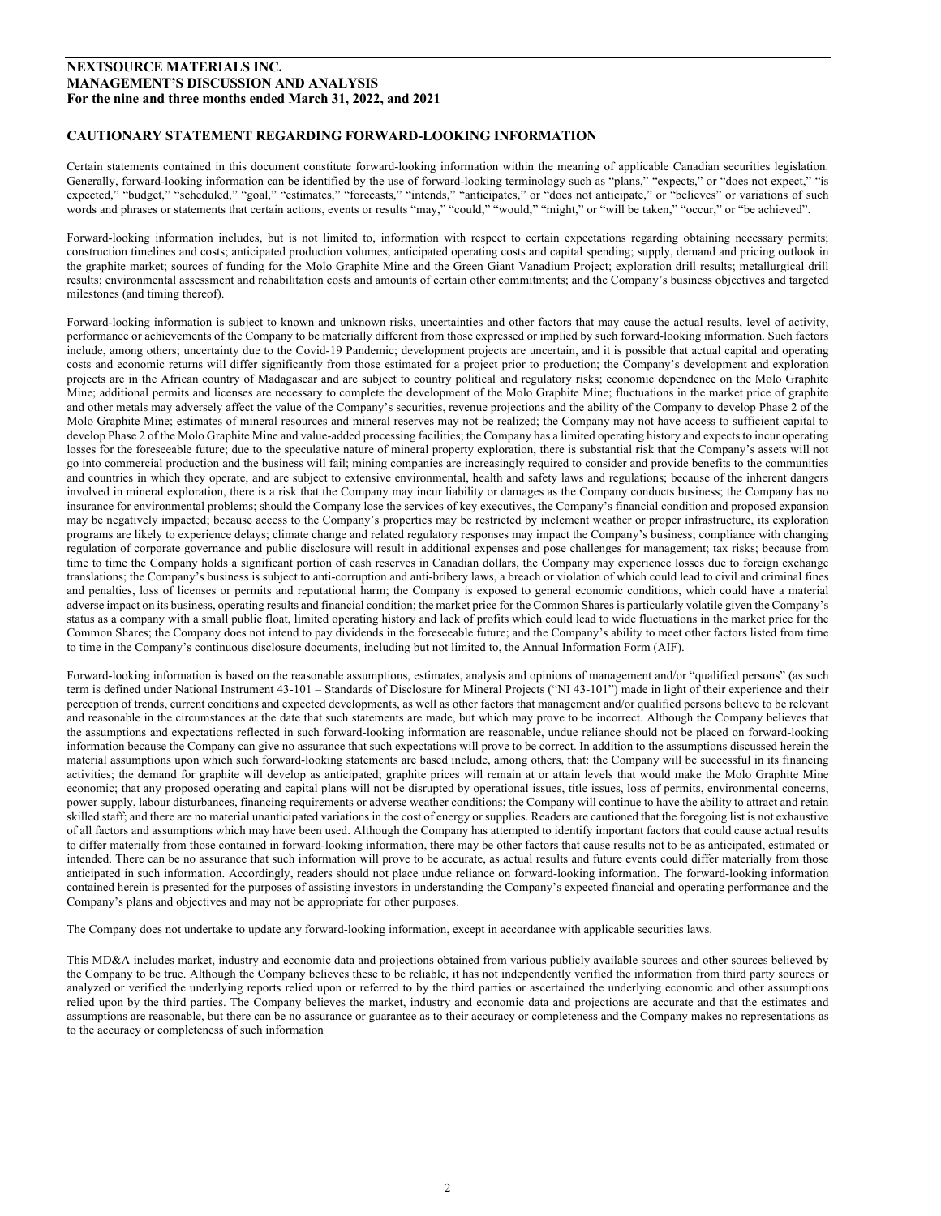## CAUTIONARY STATEMENT REGARDING FORWARD-LOOKING INFORMATION

Certain statements contained in this document constitute forward-looking information within the meaning of applicable Canadian securities legislation. Generally, forward-looking information can be identified by the use of forward-looking terminology such as "plans," "expects," or "does not expect," "is expected," "budget," "scheduled," "goal," "estimates," "forecasts," "intends," "anticipates," or "does not anticipate," or "believes" or variations of such words and phrases or statements that certain actions, events or results "may," "could," "would," "might," or "will be taken," "occur," or "be achieved".

Forward-looking information includes, but is not limited to, information with respect to certain expectations regarding obtaining necessary permits; construction timelines and costs; anticipated production volumes; anticipated operating costs and capital spending; supply, demand and pricing outlook in the graphite market; sources of funding for the Molo Graphite Mine and the Green Giant Vanadium Project; exploration drill results; metallurgical drill results; environmental assessment and rehabilitation costs and amounts of certain other commitments; and the Company's business objectives and targeted milestones (and timing thereof).

Forward-looking information is subject to known and unknown risks, uncertainties and other factors that may cause the actual results, level of activity, performance or achievements of the Company to be materially different from those expressed or implied by such forward-looking information. Such factors include, among others; uncertainty due to the Covid-19 Pandemic; development projects are uncertain, and it is possible that actual capital and operating costs and economic returns will differ significantly from those estimated for a project prior to production; the Company's development and exploration projects are in the African country of Madagascar and are subject to country political and regulatory risks; economic dependence on the Molo Graphite Mine; additional permits and licenses are necessary to complete the development of the Molo Graphite Mine; fluctuations in the market price of graphite and other metals may adversely affect the value of the Company's securities, revenue projections and the ability of the Company to develop Phase 2 of the Molo Graphite Mine; estimates of mineral resources and mineral reserves may not be realized; the Company may not have access to sufficient capital to develop Phase 2 of the Molo Graphite Mine and value-added processing facilities; the Company has a limited operating history and expects to incur operating losses for the foreseeable future; due to the speculative nature of mineral property exploration, there is substantial risk that the Company's assets will not go into commercial production and the business will fail; mining companies are increasingly required to consider and provide benefits to the communities and countries in which they operate, and are subject to extensive environmental, health and safety laws and regulations; because of the inherent dangers involved in mineral exploration, there is a risk that the Company may incur liability or damages as the Company conducts business; the Company has no insurance for environmental problems; should the Company lose the services of key executives, the Company's financial condition and proposed expansion may be negatively impacted; because access to the Company's properties may be restricted by inclement weather or proper infrastructure, its exploration programs are likely to experience delays; climate change and related regulatory responses may impact the Company's business; compliance with changing regulation of corporate governance and public disclosure will result in additional expenses and pose challenges for management; tax risks; because from time to time the Company holds a significant portion of cash reserves in Canadian dollars, the Company may experience losses due to foreign exchange translations; the Company's business is subject to anti-corruption and anti-bribery laws, a breach or violation of which could lead to civil and criminal fines and penalties, loss of licenses or permits and reputational harm; the Company is exposed to general economic conditions, which could have a material adverse impact on its business, operating results and financial condition; the market price for the Common Shares is particularly volatile given the Company's status as a company with a small public float, limited operating history and lack of profits which could lead to wide fluctuations in the market price for the Common Shares; the Company does not intend to pay dividends in the foreseeable future; and the Company's ability to meet other factors listed from time to time in the Company's continuous disclosure documents, including but not limited to, the Annual Information Form (AIF).

Forward-looking information is based on the reasonable assumptions, estimates, analysis and opinions of management and/or "qualified persons" (as such term is defined under National Instrument 43-101 – Standards of Disclosure for Mineral Projects ("NI 43-101") made in light of their experience and their perception of trends, current conditions and expected developments, as well as other factors that management and/or qualified persons believe to be relevant and reasonable in the circumstances at the date that such statements are made, but which may prove to be incorrect. Although the Company believes that the assumptions and expectations reflected in such forward-looking information are reasonable, undue reliance should not be placed on forward-looking information because the Company can give no assurance that such expectations will prove to be correct. In addition to the assumptions discussed herein the material assumptions upon which such forward-looking statements are based include, among others, that: the Company will be successful in its financing activities; the demand for graphite will develop as anticipated; graphite prices will remain at or attain levels that would make the Molo Graphite Mine economic; that any proposed operating and capital plans will not be disrupted by operational issues, title issues, loss of permits, environmental concerns, power supply, labour disturbances, financing requirements or adverse weather conditions; the Company will continue to have the ability to attract and retain skilled staff; and there are no material unanticipated variations in the cost of energy or supplies. Readers are cautioned that the foregoing list is not exhaustive of all factors and assumptions which may have been used. Although the Company has attempted to identify important factors that could cause actual results to differ materially from those contained in forward-looking information, there may be other factors that cause results not to be as anticipated, estimated or intended. There can be no assurance that such information will prove to be accurate, as actual results and future events could differ materially from those anticipated in such information. Accordingly, readers should not place undue reliance on forward-looking information. The forward-looking information contained herein is presented for the purposes of assisting investors in understanding the Company's expected financial and operating performance and the Company's plans and objectives and may not be appropriate for other purposes.

The Company does not undertake to update any forward-looking information, except in accordance with applicable securities laws.

This MD&A includes market, industry and economic data and projections obtained from various publicly available sources and other sources believed by the Company to be true. Although the Company believes these to be reliable, it has not independently verified the information from third party sources or analyzed or verified the underlying reports relied upon or referred to by the third parties or ascertained the underlying economic and other assumptions relied upon by the third parties. The Company believes the market, industry and economic data and projections are accurate and that the estimates and assumptions are reasonable, but there can be no assurance or guarantee as to their accuracy or completeness and the Company makes no representations as to the accuracy or completeness of such information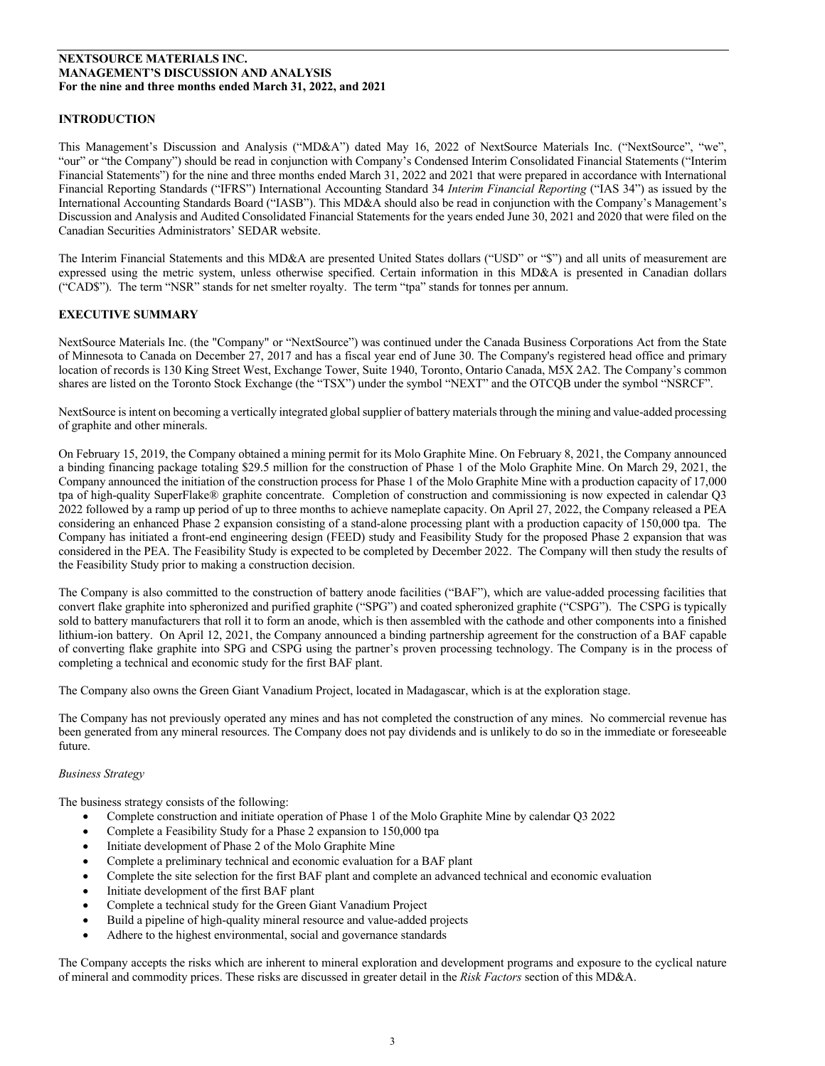**NEXTSOURCE MATERIALS INC.**
**MANAGEMENT'S DISCUSSION AND ANALYSIS**
**For the nine and three months ended March 31, 2022, and 2021**

## INTRODUCTION

This Management's Discussion and Analysis ("MD&A") dated May 16, 2022 of NextSource Materials Inc. ("NextSource", "we", "our" or "the Company") should be read in conjunction with Company's Condensed Interim Consolidated Financial Statements ("Interim Financial Statements") for the nine and three months ended March 31, 2022 and 2021 that were prepared in accordance with International Financial Reporting Standards ("IFRS") International Accounting Standard 34 *Interim Financial Reporting* ("IAS 34") as issued by the International Accounting Standards Board ("IASB"). This MD&A should also be read in conjunction with the Company's Management's Discussion and Analysis and Audited Consolidated Financial Statements for the years ended June 30, 2021 and 2020 that were filed on the Canadian Securities Administrators' SEDAR website.

The Interim Financial Statements and this MD&A are presented United States dollars ("USD" or "$") and all units of measurement are expressed using the metric system, unless otherwise specified. Certain information in this MD&A is presented in Canadian dollars ("CAD$"). The term "NSR" stands for net smelter royalty. The term "tpa" stands for tonnes per annum.

## EXECUTIVE SUMMARY

NextSource Materials Inc. (the "Company" or "NextSource") was continued under the Canada Business Corporations Act from the State of Minnesota to Canada on December 27, 2017 and has a fiscal year end of June 30. The Company's registered head office and primary location of records is 130 King Street West, Exchange Tower, Suite 1940, Toronto, Ontario Canada, M5X 2A2. The Company's common shares are listed on the Toronto Stock Exchange (the "TSX") under the symbol "NEXT" and the OTCQB under the symbol "NSRCF".

NextSource is intent on becoming a vertically integrated global supplier of battery materials through the mining and value-added processing of graphite and other minerals.

On February 15, 2019, the Company obtained a mining permit for its Molo Graphite Mine. On February 8, 2021, the Company announced a binding financing package totaling $29.5 million for the construction of Phase 1 of the Molo Graphite Mine. On March 29, 2021, the Company announced the initiation of the construction process for Phase 1 of the Molo Graphite Mine with a production capacity of 17,000 tpa of high-quality SuperFlake® graphite concentrate. Completion of construction and commissioning is now expected in calendar Q3 2022 followed by a ramp up period of up to three months to achieve nameplate capacity. On April 27, 2022, the Company released a PEA considering an enhanced Phase 2 expansion consisting of a stand-alone processing plant with a production capacity of 150,000 tpa. The Company has initiated a front-end engineering design (FEED) study and Feasibility Study for the proposed Phase 2 expansion that was considered in the PEA. The Feasibility Study is expected to be completed by December 2022. The Company will then study the results of the Feasibility Study prior to making a construction decision.

The Company is also committed to the construction of battery anode facilities ("BAF"), which are value-added processing facilities that convert flake graphite into spheronized and purified graphite ("SPG") and coated spheronized graphite ("CSPG"). The CSPG is typically sold to battery manufacturers that roll it to form an anode, which is then assembled with the cathode and other components into a finished lithium-ion battery. On April 12, 2021, the Company announced a binding partnership agreement for the construction of a BAF capable of converting flake graphite into SPG and CSPG using the partner's proven processing technology. The Company is in the process of completing a technical and economic study for the first BAF plant.

The Company also owns the Green Giant Vanadium Project, located in Madagascar, which is at the exploration stage.

The Company has not previously operated any mines and has not completed the construction of any mines. No commercial revenue has been generated from any mineral resources. The Company does not pay dividends and is unlikely to do so in the immediate or foreseeable future.

*Business Strategy*

The business strategy consists of the following:

- Complete construction and initiate operation of Phase 1 of the Molo Graphite Mine by calendar Q3 2022
- Complete a Feasibility Study for a Phase 2 expansion to 150,000 tpa
- Initiate development of Phase 2 of the Molo Graphite Mine
- Complete a preliminary technical and economic evaluation for a BAF plant
- Complete the site selection for the first BAF plant and complete an advanced technical and economic evaluation
- Initiate development of the first BAF plant
- Complete a technical study for the Green Giant Vanadium Project
- Build a pipeline of high-quality mineral resource and value-added projects
- Adhere to the highest environmental, social and governance standards

The Company accepts the risks which are inherent to mineral exploration and development programs and exposure to the cyclical nature of mineral and commodity prices. These risks are discussed in greater detail in the *Risk Factors* section of this MD&A.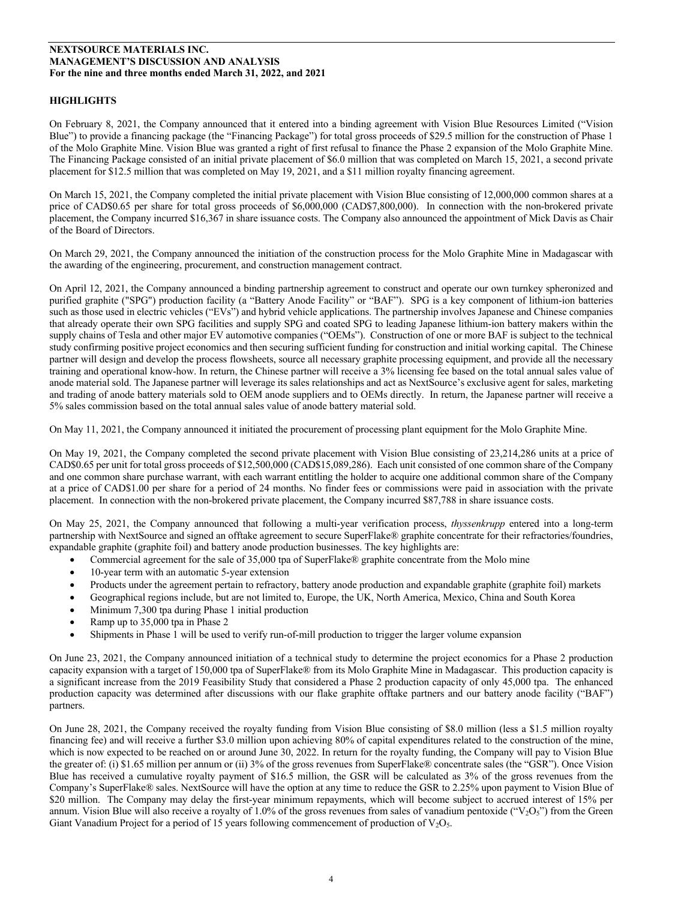## HIGHLIGHTS

On February 8, 2021, the Company announced that it entered into a binding agreement with Vision Blue Resources Limited ("Vision Blue") to provide a financing package (the "Financing Package") for total gross proceeds of $29.5 million for the construction of Phase 1 of the Molo Graphite Mine. Vision Blue was granted a right of first refusal to finance the Phase 2 expansion of the Molo Graphite Mine. The Financing Package consisted of an initial private placement of $6.0 million that was completed on March 15, 2021, a second private placement for $12.5 million that was completed on May 19, 2021, and a $11 million royalty financing agreement.

On March 15, 2021, the Company completed the initial private placement with Vision Blue consisting of 12,000,000 common shares at a price of CAD$0.65 per share for total gross proceeds of $6,000,000 (CAD$7,800,000). In connection with the non-brokered private placement, the Company incurred $16,367 in share issuance costs. The Company also announced the appointment of Mick Davis as Chair of the Board of Directors.

On March 29, 2021, the Company announced the initiation of the construction process for the Molo Graphite Mine in Madagascar with the awarding of the engineering, procurement, and construction management contract.

On April 12, 2021, the Company announced a binding partnership agreement to construct and operate our own turnkey spheronized and purified graphite ("SPG") production facility (a "Battery Anode Facility" or "BAF"). SPG is a key component of lithium-ion batteries such as those used in electric vehicles ("EVs") and hybrid vehicle applications. The partnership involves Japanese and Chinese companies that already operate their own SPG facilities and supply SPG and coated SPG to leading Japanese lithium-ion battery makers within the supply chains of Tesla and other major EV automotive companies ("OEMs"). Construction of one or more BAF is subject to the technical study confirming positive project economics and then securing sufficient funding for construction and initial working capital. The Chinese partner will design and develop the process flowsheets, source all necessary graphite processing equipment, and provide all the necessary training and operational know-how. In return, the Chinese partner will receive a 3% licensing fee based on the total annual sales value of anode material sold. The Japanese partner will leverage its sales relationships and act as NextSource's exclusive agent for sales, marketing and trading of anode battery materials sold to OEM anode suppliers and to OEMs directly. In return, the Japanese partner will receive a 5% sales commission based on the total annual sales value of anode battery material sold.

On May 11, 2021, the Company announced it initiated the procurement of processing plant equipment for the Molo Graphite Mine.

On May 19, 2021, the Company completed the second private placement with Vision Blue consisting of 23,214,286 units at a price of CAD$0.65 per unit for total gross proceeds of $12,500,000 (CAD$15,089,286). Each unit consisted of one common share of the Company and one common share purchase warrant, with each warrant entitling the holder to acquire one additional common share of the Company at a price of CAD$1.00 per share for a period of 24 months. No finder fees or commissions were paid in association with the private placement. In connection with the non-brokered private placement, the Company incurred $87,788 in share issuance costs.

On May 25, 2021, the Company announced that following a multi-year verification process, *thyssenkrupp* entered into a long-term partnership with NextSource and signed an offtake agreement to secure SuperFlake® graphite concentrate for their refractories/foundries, expandable graphite (graphite foil) and battery anode production businesses. The key highlights are:

- Commercial agreement for the sale of 35,000 tpa of SuperFlake® graphite concentrate from the Molo mine
- 10-year term with an automatic 5-year extension
- Products under the agreement pertain to refractory, battery anode production and expandable graphite (graphite foil) markets
- Geographical regions include, but are not limited to, Europe, the UK, North America, Mexico, China and South Korea
- Minimum 7,300 tpa during Phase 1 initial production
- Ramp up to 35,000 tpa in Phase 2
- Shipments in Phase 1 will be used to verify run-of-mill production to trigger the larger volume expansion

On June 23, 2021, the Company announced initiation of a technical study to determine the project economics for a Phase 2 production capacity expansion with a target of 150,000 tpa of SuperFlake® from its Molo Graphite Mine in Madagascar. This production capacity is a significant increase from the 2019 Feasibility Study that considered a Phase 2 production capacity of only 45,000 tpa. The enhanced production capacity was determined after discussions with our flake graphite offtake partners and our battery anode facility ("BAF") partners.

On June 28, 2021, the Company received the royalty funding from Vision Blue consisting of $8.0 million (less a $1.5 million royalty financing fee) and will receive a further $3.0 million upon achieving 80% of capital expenditures related to the construction of the mine, which is now expected to be reached on or around June 30, 2022. In return for the royalty funding, the Company will pay to Vision Blue the greater of: (i) $1.65 million per annum or (ii) 3% of the gross revenues from SuperFlake® concentrate sales (the "GSR"). Once Vision Blue has received a cumulative royalty payment of $16.5 million, the GSR will be calculated as 3% of the gross revenues from the Company's SuperFlake® sales. NextSource will have the option at any time to reduce the GSR to 2.25% upon payment to Vision Blue of $20 million. The Company may delay the first-year minimum repayments, which will become subject to accrued interest of 15% per annum. Vision Blue will also receive a royalty of 1.0% of the gross revenues from sales of vanadium pentoxide ("$V_2O_5$") from the Green Giant Vanadium Project for a period of 15 years following commencement of production of $V_2O_5$.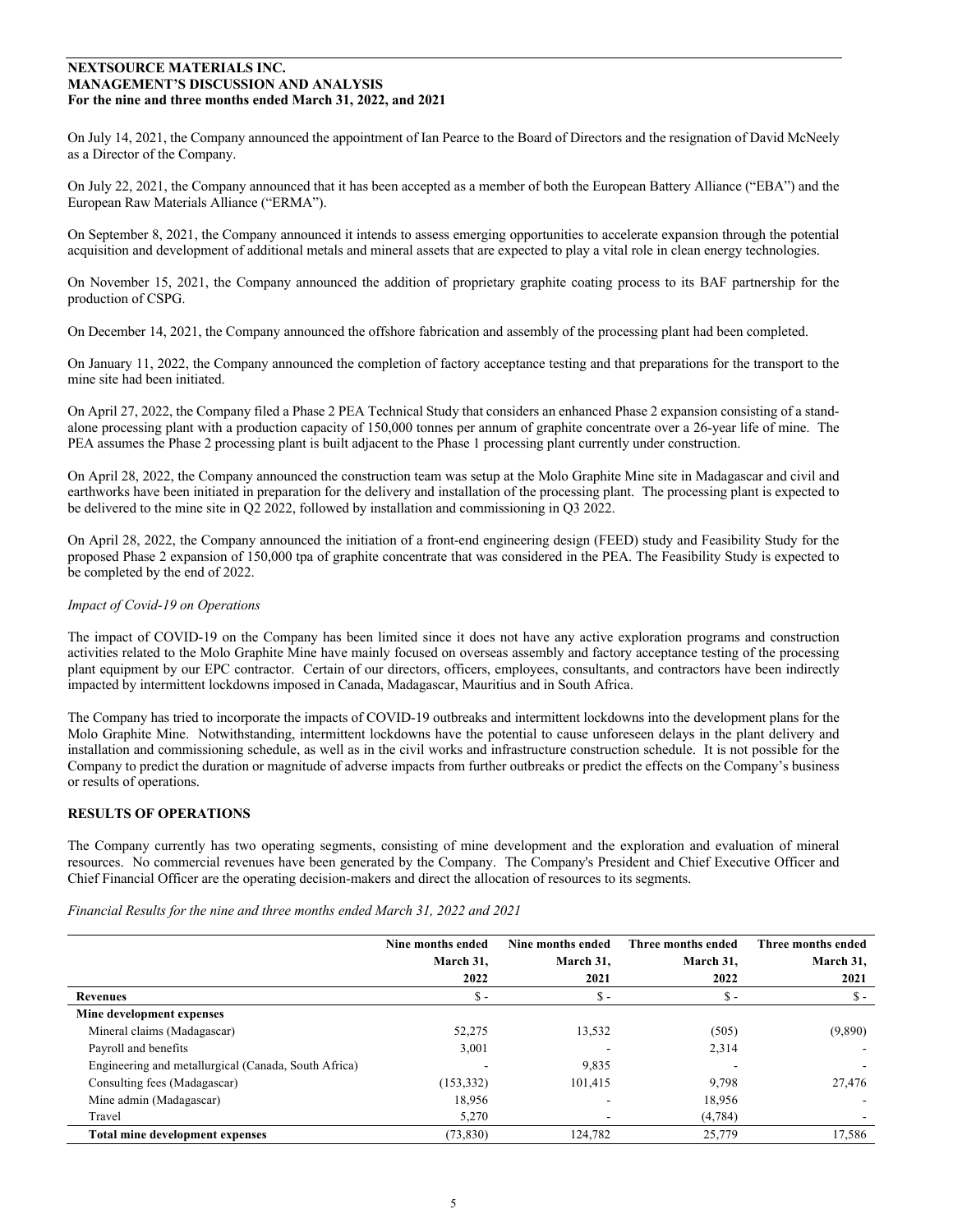On July 14, 2021, the Company announced the appointment of Ian Pearce to the Board of Directors and the resignation of David McNeely as a Director of the Company.

On July 22, 2021, the Company announced that it has been accepted as a member of both the European Battery Alliance ("EBA") and the European Raw Materials Alliance ("ERMA").

On September 8, 2021, the Company announced it intends to assess emerging opportunities to accelerate expansion through the potential acquisition and development of additional metals and mineral assets that are expected to play a vital role in clean energy technologies.

On November 15, 2021, the Company announced the addition of proprietary graphite coating process to its BAF partnership for the production of CSPG.

On December 14, 2021, the Company announced the offshore fabrication and assembly of the processing plant had been completed.

On January 11, 2022, the Company announced the completion of factory acceptance testing and that preparations for the transport to the mine site had been initiated.

On April 27, 2022, the Company filed a Phase 2 PEA Technical Study that considers an enhanced Phase 2 expansion consisting of a stand-alone processing plant with a production capacity of 150,000 tonnes per annum of graphite concentrate over a 26-year life of mine. The PEA assumes the Phase 2 processing plant is built adjacent to the Phase 1 processing plant currently under construction.

On April 28, 2022, the Company announced the construction team was setup at the Molo Graphite Mine site in Madagascar and civil and earthworks have been initiated in preparation for the delivery and installation of the processing plant. The processing plant is expected to be delivered to the mine site in Q2 2022, followed by installation and commissioning in Q3 2022.

On April 28, 2022, the Company announced the initiation of a front-end engineering design (FEED) study and Feasibility Study for the proposed Phase 2 expansion of 150,000 tpa of graphite concentrate that was considered in the PEA. The Feasibility Study is expected to be completed by the end of 2022.

*Impact of Covid-19 on Operations*

The impact of COVID-19 on the Company has been limited since it does not have any active exploration programs and construction activities related to the Molo Graphite Mine have mainly focused on overseas assembly and factory acceptance testing of the processing plant equipment by our EPC contractor. Certain of our directors, officers, employees, consultants, and contractors have been indirectly impacted by intermittent lockdowns imposed in Canada, Madagascar, Mauritius and in South Africa.

The Company has tried to incorporate the impacts of COVID-19 outbreaks and intermittent lockdowns into the development plans for the Molo Graphite Mine. Notwithstanding, intermittent lockdowns have the potential to cause unforeseen delays in the plant delivery and installation and commissioning schedule, as well as in the civil works and infrastructure construction schedule. It is not possible for the Company to predict the duration or magnitude of adverse impacts from further outbreaks or predict the effects on the Company's business or results of operations.

## RESULTS OF OPERATIONS

The Company currently has two operating segments, consisting of mine development and the exploration and evaluation of mineral resources. No commercial revenues have been generated by the Company. The Company's President and Chief Executive Officer and Chief Financial Officer are the operating decision-makers and direct the allocation of resources to its segments.

*Financial Results for the nine and three months ended March 31, 2022 and 2021*

| | Nine months ended March 31, 2022 | Nine months ended March 31, 2021 | Three months ended March 31, 2022 | Three months ended March 31, 2021 |
|---|---|---|---|---|
| **Revenues** | $ - | $ - | $ - | $ - |
| **Mine development expenses** | | | | |
| Mineral claims (Madagascar) | 52,275 | 13,532 | (505) | (9,890) |
| Payroll and benefits | 3,001 | - | 2,314 | - |
| Engineering and metallurgical (Canada, South Africa) | - | 9,835 | - | - |
| Consulting fees (Madagascar) | (153,332) | 101,415 | 9,798 | 27,476 |
| Mine admin (Madagascar) | 18,956 | - | 18,956 | - |
| Travel | 5,270 | - | (4,784) | - |
| **Total mine development expenses** | (73,830) | 124,782 | 25,779 | 17,586 |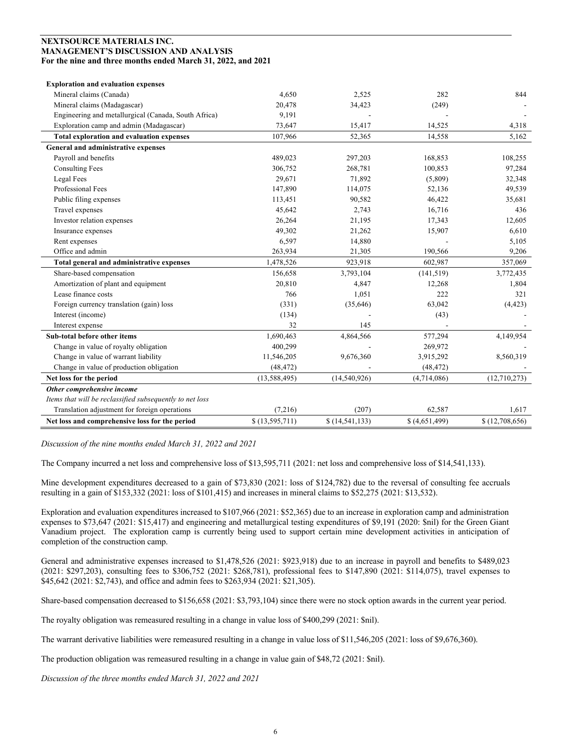**NEXTSOURCE MATERIALS INC.**
**MANAGEMENT'S DISCUSSION AND ANALYSIS**
**For the nine and three months ended March 31, 2022, and 2021**

| | | | | |
|---|---|---|---|---|
| **Exploration and evaluation expenses** | | | | |
| Mineral claims (Canada) | 4,650 | 2,525 | 282 | 844 |
| Mineral claims (Madagascar) | 20,478 | 34,423 | (249) | - |
| Engineering and metallurgical (Canada, South Africa) | 9,191 | - | - | - |
| Exploration camp and admin (Madagascar) | 73,647 | 15,417 | 14,525 | 4,318 |
| **Total exploration and evaluation expenses** | 107,966 | 52,365 | 14,558 | 5,162 |
| **General and administrative expenses** | | | | |
| Payroll and benefits | 489,023 | 297,203 | 168,853 | 108,255 |
| Consulting Fees | 306,752 | 268,781 | 100,853 | 97,284 |
| Legal Fees | 29,671 | 71,892 | (5,809) | 32,348 |
| Professional Fees | 147,890 | 114,075 | 52,136 | 49,539 |
| Public filing expenses | 113,451 | 90,582 | 46,422 | 35,681 |
| Travel expenses | 45,642 | 2,743 | 16,716 | 436 |
| Investor relation expenses | 26,264 | 21,195 | 17,343 | 12,605 |
| Insurance expenses | 49,302 | 21,262 | 15,907 | 6,610 |
| Rent expenses | 6,597 | 14,880 | - | 5,105 |
| Office and admin | 263,934 | 21,305 | 190,566 | 9,206 |
| **Total general and administrative expenses** | 1,478,526 | 923,918 | 602,987 | 357,069 |
| Share-based compensation | 156,658 | 3,793,104 | (141,519) | 3,772,435 |
| Amortization of plant and equipment | 20,810 | 4,847 | 12,268 | 1,804 |
| Lease finance costs | 766 | 1,051 | 222 | 321 |
| Foreign currency translation (gain) loss | (331) | (35,646) | 63,042 | (4,423) |
| Interest (income) | (134) | - | (43) | - |
| Interest expense | 32 | 145 | - | - |
| **Sub-total before other items** | 1,690,463 | 4,864,566 | 577,294 | 4,149,954 |
| Change in value of royalty obligation | 400,299 | - | 269,972 | - |
| Change in value of warrant liability | 11,546,205 | 9,676,360 | 3,915,292 | 8,560,319 |
| Change in value of production obligation | (48,472) | - | (48,472) | - |
| **Net loss for the period** | (13,588,495) | (14,540,926) | (4,714,086) | (12,710,273) |
| ***Other comprehensive income*** | | | | |
| *Items that will be reclassified subsequently to net loss* | | | | |
| Translation adjustment for foreign operations | (7,216) | (207) | 62,587 | 1,617 |
| **Net loss and comprehensive loss for the period** | $ (13,595,711) | $ (14,541,133) | $ (4,651,499) | $ (12,708,656) |

*Discussion of the nine months ended March 31, 2022 and 2021*

The Company incurred a net loss and comprehensive loss of $13,595,711 (2021: net loss and comprehensive loss of $14,541,133).

Mine development expenditures decreased to a gain of $73,830 (2021: loss of $124,782) due to the reversal of consulting fee accruals resulting in a gain of $153,332 (2021: loss of $101,415) and increases in mineral claims to $52,275 (2021: $13,532).

Exploration and evaluation expenditures increased to $107,966 (2021: $52,365) due to an increase in exploration camp and administration expenses to $73,647 (2021: $15,417) and engineering and metallurgical testing expenditures of $9,191 (2020: $nil) for the Green Giant Vanadium project. The exploration camp is currently being used to support certain mine development activities in anticipation of completion of the construction camp.

General and administrative expenses increased to $1,478,526 (2021: $923,918) due to an increase in payroll and benefits to $489,023 (2021: $297,203), consulting fees to $306,752 (2021: $268,781), professional fees to $147,890 (2021: $114,075), travel expenses to $45,642 (2021: $2,743), and office and admin fees to $263,934 (2021: $21,305).

Share-based compensation decreased to $156,658 (2021: $3,793,104) since there were no stock option awards in the current year period.

The royalty obligation was remeasured resulting in a change in value loss of $400,299 (2021: $nil).

The warrant derivative liabilities were remeasured resulting in a change in value loss of $11,546,205 (2021: loss of $9,676,360).

The production obligation was remeasured resulting in a change in value gain of $48,72 (2021: $nil).

*Discussion of the three months ended March 31, 2022 and 2021*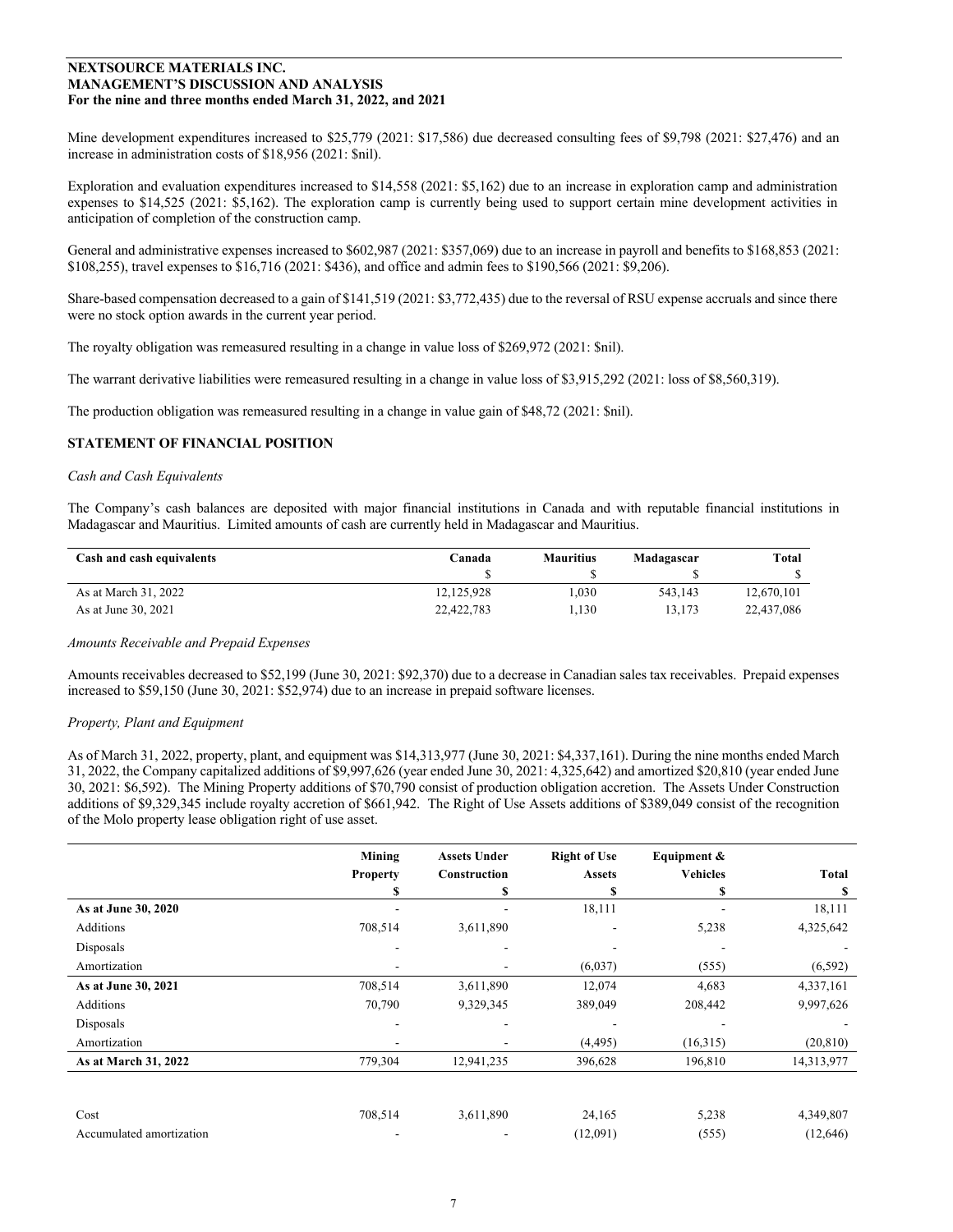Mine development expenditures increased to $25,779 (2021: $17,586) due decreased consulting fees of $9,798 (2021: $27,476) and an increase in administration costs of $18,956 (2021: $nil).

Exploration and evaluation expenditures increased to $14,558 (2021: $5,162) due to an increase in exploration camp and administration expenses to $14,525 (2021: $5,162). The exploration camp is currently being used to support certain mine development activities in anticipation of completion of the construction camp.

General and administrative expenses increased to $602,987 (2021: $357,069) due to an increase in payroll and benefits to $168,853 (2021: $108,255), travel expenses to $16,716 (2021: $436), and office and admin fees to $190,566 (2021: $9,206).

Share-based compensation decreased to a gain of $141,519 (2021: $3,772,435) due to the reversal of RSU expense accruals and since there were no stock option awards in the current year period.

The royalty obligation was remeasured resulting in a change in value loss of $269,972 (2021: $nil).

The warrant derivative liabilities were remeasured resulting in a change in value loss of $3,915,292 (2021: loss of $8,560,319).

The production obligation was remeasured resulting in a change in value gain of $48,72 (2021: $nil).

## STATEMENT OF FINANCIAL POSITION

*Cash and Cash Equivalents*

The Company's cash balances are deposited with major financial institutions in Canada and with reputable financial institutions in Madagascar and Mauritius. Limited amounts of cash are currently held in Madagascar and Mauritius.

| Cash and cash equivalents | Canada | Mauritius | Madagascar | Total |
|---|---|---|---|---|
| | $ | $ | $ | $ |
| As at March 31, 2022 | 12,125,928 | 1,030 | 543,143 | 12,670,101 |
| As at June 30, 2021 | 22,422,783 | 1,130 | 13,173 | 22,437,086 |

*Amounts Receivable and Prepaid Expenses*

Amounts receivables decreased to $52,199 (June 30, 2021: $92,370) due to a decrease in Canadian sales tax receivables. Prepaid expenses increased to $59,150 (June 30, 2021: $52,974) due to an increase in prepaid software licenses.

*Property, Plant and Equipment*

As of March 31, 2022, property, plant, and equipment was $14,313,977 (June 30, 2021: $4,337,161). During the nine months ended March 31, 2022, the Company capitalized additions of $9,997,626 (year ended June 30, 2021: 4,325,642) and amortized $20,810 (year ended June 30, 2021: $6,592). The Mining Property additions of $70,790 consist of production obligation accretion. The Assets Under Construction additions of $9,329,345 include royalty accretion of $661,942. The Right of Use Assets additions of $389,049 consist of the recognition of the Molo property lease obligation right of use asset.

| | Mining Property | Assets Under Construction | Right of Use Assets | Equipment & Vehicles | Total |
|---|---|---|---|---|---|
| | $ | $ | $ | $ | $ |
| **As at June 30, 2020** | - | - | 18,111 | - | 18,111 |
| Additions | 708,514 | 3,611,890 | - | 5,238 | 4,325,642 |
| Disposals | - | - | - | - | - |
| Amortization | - | - | (6,037) | (555) | (6,592) |
| **As at June 30, 2021** | 708,514 | 3,611,890 | 12,074 | 4,683 | 4,337,161 |
| Additions | 70,790 | 9,329,345 | 389,049 | 208,442 | 9,997,626 |
| Disposals | - | - | - | - | - |
| Amortization | - | - | (4,495) | (16,315) | (20,810) |
| **As at March 31, 2022** | 779,304 | 12,941,235 | 396,628 | 196,810 | 14,313,977 |
| | | | | | |
| Cost | 708,514 | 3,611,890 | 24,165 | 5,238 | 4,349,807 |
| Accumulated amortization | - | - | (12,091) | (555) | (12,646) |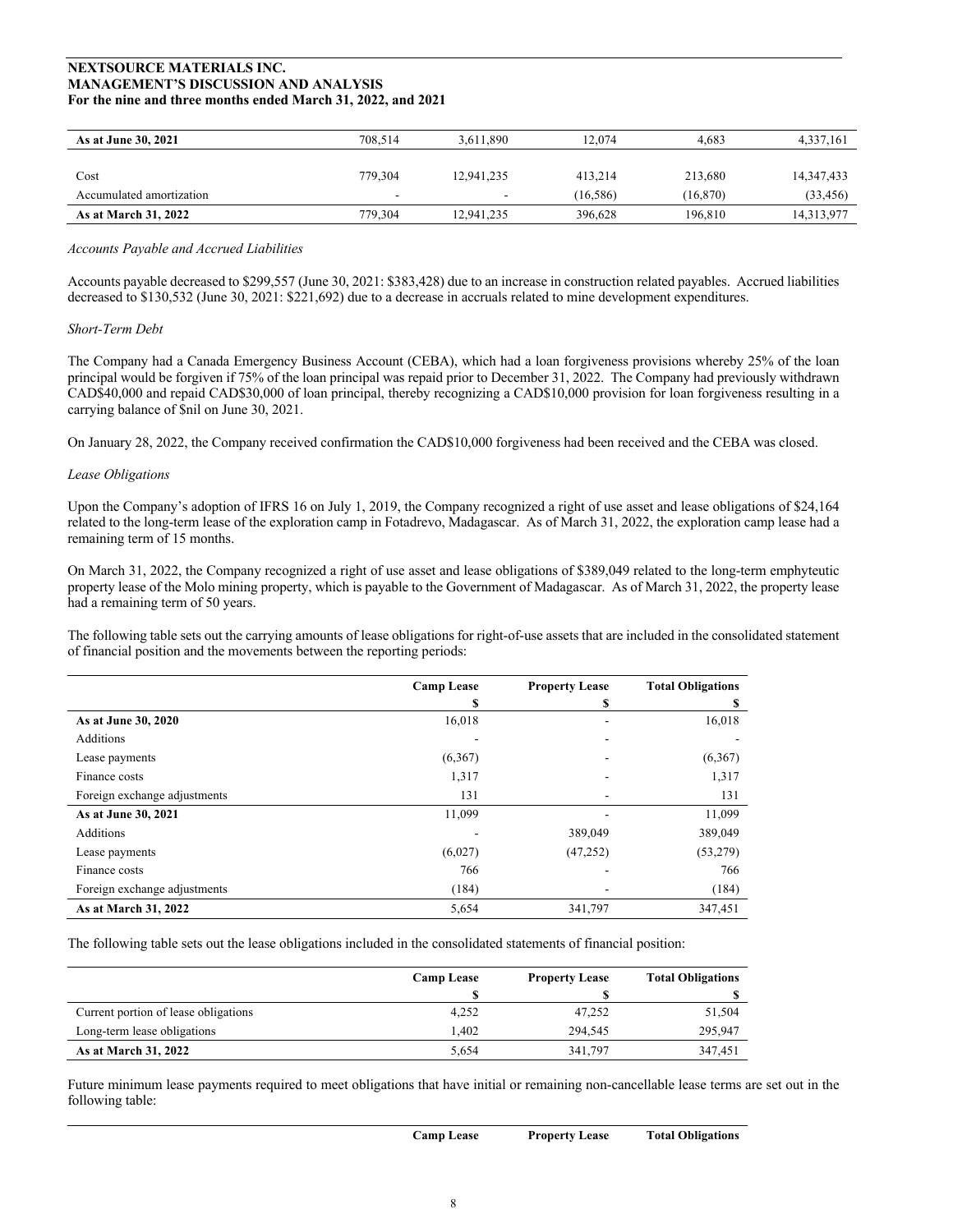| | | | | | |
|---|---|---|---|---|---|
| **As at June 30, 2021** | 708,514 | 3,611,890 | 12,074 | 4,683 | 4,337,161 |
| | | | | | |
| Cost | 779,304 | 12,941,235 | 413,214 | 213,680 | 14,347,433 |
| Accumulated amortization | - | - | (16,586) | (16,870) | (33,456) |
| **As at March 31, 2022** | 779,304 | 12,941,235 | 396,628 | 196,810 | 14,313,977 |

*Accounts Payable and Accrued Liabilities*

Accounts payable decreased to $299,557 (June 30, 2021: $383,428) due to an increase in construction related payables. Accrued liabilities decreased to $130,532 (June 30, 2021: $221,692) due to a decrease in accruals related to mine development expenditures.

*Short-Term Debt*

The Company had a Canada Emergency Business Account (CEBA), which had a loan forgiveness provisions whereby 25% of the loan principal would be forgiven if 75% of the loan principal was repaid prior to December 31, 2022. The Company had previously withdrawn CAD$40,000 and repaid CAD$30,000 of loan principal, thereby recognizing a CAD$10,000 provision for loan forgiveness resulting in a carrying balance of $nil on June 30, 2021.

On January 28, 2022, the Company received confirmation the CAD$10,000 forgiveness had been received and the CEBA was closed.

*Lease Obligations*

Upon the Company's adoption of IFRS 16 on July 1, 2019, the Company recognized a right of use asset and lease obligations of $24,164 related to the long-term lease of the exploration camp in Fotadrevo, Madagascar. As of March 31, 2022, the exploration camp lease had a remaining term of 15 months.

On March 31, 2022, the Company recognized a right of use asset and lease obligations of $389,049 related to the long-term emphyteutic property lease of the Molo mining property, which is payable to the Government of Madagascar. As of March 31, 2022, the property lease had a remaining term of 50 years.

The following table sets out the carrying amounts of lease obligations for right-of-use assets that are included in the consolidated statement of financial position and the movements between the reporting periods:

| | Camp Lease | Property Lease | Total Obligations |
|---|---|---|---|
| | $ | $ | $ |
| **As at June 30, 2020** | 16,018 | - | 16,018 |
| Additions | - | - | - |
| Lease payments | (6,367) | - | (6,367) |
| Finance costs | 1,317 | - | 1,317 |
| Foreign exchange adjustments | 131 | - | 131 |
| **As at June 30, 2021** | 11,099 | - | 11,099 |
| Additions | - | 389,049 | 389,049 |
| Lease payments | (6,027) | (47,252) | (53,279) |
| Finance costs | 766 | - | 766 |
| Foreign exchange adjustments | (184) | - | (184) |
| **As at March 31, 2022** | 5,654 | 341,797 | 347,451 |

The following table sets out the lease obligations included in the consolidated statements of financial position:

| | Camp Lease | Property Lease | Total Obligations |
|---|---|---|---|
| | $ | $ | $ |
| Current portion of lease obligations | 4,252 | 47,252 | 51,504 |
| Long-term lease obligations | 1,402 | 294,545 | 295,947 |
| **As at March 31, 2022** | 5,654 | 341,797 | 347,451 |

Future minimum lease payments required to meet obligations that have initial or remaining non-cancellable lease terms are set out in the following table:

| | Camp Lease | Property Lease | Total Obligations |
|---|---|---|---|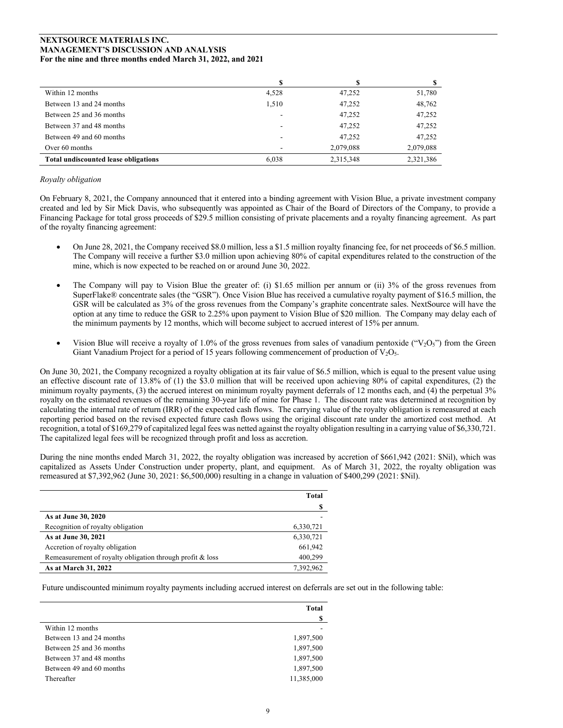| | \$ | \$ | \$ |
|---|---|---|---|
| Within 12 months | 4,528 | 47,252 | 51,780 |
| Between 13 and 24 months | 1,510 | 47,252 | 48,762 |
| Between 25 and 36 months | - | 47,252 | 47,252 |
| Between 37 and 48 months | - | 47,252 | 47,252 |
| Between 49 and 60 months | - | 47,252 | 47,252 |
| Over 60 months | - | 2,079,088 | 2,079,088 |
| **Total undiscounted lease obligations** | 6,038 | 2,315,348 | 2,321,386 |

*Royalty obligation*

On February 8, 2021, the Company announced that it entered into a binding agreement with Vision Blue, a private investment company created and led by Sir Mick Davis, who subsequently was appointed as Chair of the Board of Directors of the Company, to provide a Financing Package for total gross proceeds of \$29.5 million consisting of private placements and a royalty financing agreement. As part of the royalty financing agreement:

- On June 28, 2021, the Company received \$8.0 million, less a \$1.5 million royalty financing fee, for net proceeds of \$6.5 million. The Company will receive a further \$3.0 million upon achieving 80% of capital expenditures related to the construction of the mine, which is now expected to be reached on or around June 30, 2022.
- The Company will pay to Vision Blue the greater of: (i) \$1.65 million per annum or (ii) 3% of the gross revenues from SuperFlake® concentrate sales (the "GSR"). Once Vision Blue has received a cumulative royalty payment of \$16.5 million, the GSR will be calculated as 3% of the gross revenues from the Company's graphite concentrate sales. NextSource will have the option at any time to reduce the GSR to 2.25% upon payment to Vision Blue of \$20 million. The Company may delay each of the minimum payments by 12 months, which will become subject to accrued interest of 15% per annum.
- Vision Blue will receive a royalty of 1.0% of the gross revenues from sales of vanadium pentoxide ("$V_2O_5$") from the Green Giant Vanadium Project for a period of 15 years following commencement of production of $V_2O_5$.

On June 30, 2021, the Company recognized a royalty obligation at its fair value of \$6.5 million, which is equal to the present value using an effective discount rate of 13.8% of (1) the \$3.0 million that will be received upon achieving 80% of capital expenditures, (2) the minimum royalty payments, (3) the accrued interest on minimum royalty payment deferrals of 12 months each, and (4) the perpetual 3% royalty on the estimated revenues of the remaining 30-year life of mine for Phase 1. The discount rate was determined at recognition by calculating the internal rate of return (IRR) of the expected cash flows. The carrying value of the royalty obligation is remeasured at each reporting period based on the revised expected future cash flows using the original discount rate under the amortized cost method. At recognition, a total of \$169,279 of capitalized legal fees was netted against the royalty obligation resulting in a carrying value of \$6,330,721. The capitalized legal fees will be recognized through profit and loss as accretion.

During the nine months ended March 31, 2022, the royalty obligation was increased by accretion of \$661,942 (2021: \$Nil), which was capitalized as Assets Under Construction under property, plant, and equipment. As of March 31, 2022, the royalty obligation was remeasured at \$7,392,962 (June 30, 2021: \$6,500,000) resulting in a change in valuation of \$400,299 (2021: \$Nil).

| | Total |
|---|---|
| | \$ |
| **As at June 30, 2020** | - |
| Recognition of royalty obligation | 6,330,721 |
| **As at June 30, 2021** | 6,330,721 |
| Accretion of royalty obligation | 661,942 |
| Remeasurement of royalty obligation through profit & loss | 400,299 |
| **As at March 31, 2022** | 7,392,962 |

Future undiscounted minimum royalty payments including accrued interest on deferrals are set out in the following table:

| | Total |
|---|---|
| | \$ |
| Within 12 months | - |
| Between 13 and 24 months | 1,897,500 |
| Between 25 and 36 months | 1,897,500 |
| Between 37 and 48 months | 1,897,500 |
| Between 49 and 60 months | 1,897,500 |
| Thereafter | 11,385,000 |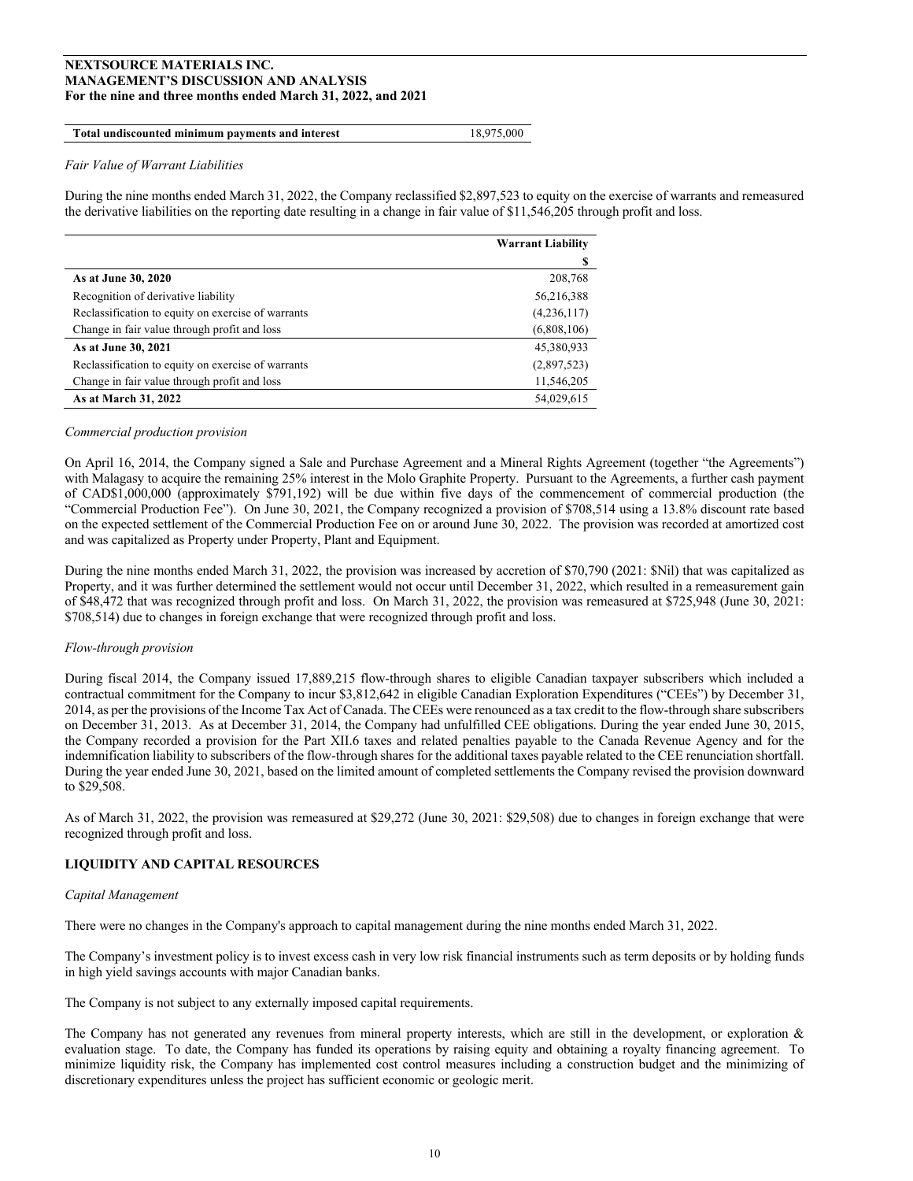| Total undiscounted minimum payments and interest | 18,975,000 |
|---|---|

*Fair Value of Warrant Liabilities*

During the nine months ended March 31, 2022, the Company reclassified $2,897,523 to equity on the exercise of warrants and remeasured the derivative liabilities on the reporting date resulting in a change in fair value of $11,546,205 through profit and loss.

| | Warrant Liability |
|---|---|
| | $ |
| **As at June 30, 2020** | 208,768 |
| Recognition of derivative liability | 56,216,388 |
| Reclassification to equity on exercise of warrants | (4,236,117) |
| Change in fair value through profit and loss | (6,808,106) |
| **As at June 30, 2021** | 45,380,933 |
| Reclassification to equity on exercise of warrants | (2,897,523) |
| Change in fair value through profit and loss | 11,546,205 |
| **As at March 31, 2022** | 54,029,615 |

*Commercial production provision*

On April 16, 2014, the Company signed a Sale and Purchase Agreement and a Mineral Rights Agreement (together "the Agreements") with Malagasy to acquire the remaining 25% interest in the Molo Graphite Property. Pursuant to the Agreements, a further cash payment of CAD$1,000,000 (approximately $791,192) will be due within five days of the commencement of commercial production (the "Commercial Production Fee"). On June 30, 2021, the Company recognized a provision of $708,514 using a 13.8% discount rate based on the expected settlement of the Commercial Production Fee on or around June 30, 2022. The provision was recorded at amortized cost and was capitalized as Property under Property, Plant and Equipment.

During the nine months ended March 31, 2022, the provision was increased by accretion of $70,790 (2021: $Nil) that was capitalized as Property, and it was further determined the settlement would not occur until December 31, 2022, which resulted in a remeasurement gain of $48,472 that was recognized through profit and loss. On March 31, 2022, the provision was remeasured at $725,948 (June 30, 2021: $708,514) due to changes in foreign exchange that were recognized through profit and loss.

*Flow-through provision*

During fiscal 2014, the Company issued 17,889,215 flow-through shares to eligible Canadian taxpayer subscribers which included a contractual commitment for the Company to incur $3,812,642 in eligible Canadian Exploration Expenditures ("CEEs") by December 31, 2014, as per the provisions of the Income Tax Act of Canada. The CEEs were renounced as a tax credit to the flow-through share subscribers on December 31, 2013. As at December 31, 2014, the Company had unfulfilled CEE obligations. During the year ended June 30, 2015, the Company recorded a provision for the Part XII.6 taxes and related penalties payable to the Canada Revenue Agency and for the indemnification liability to subscribers of the flow-through shares for the additional taxes payable related to the CEE renunciation shortfall. During the year ended June 30, 2021, based on the limited amount of completed settlements the Company revised the provision downward to $29,508.

As of March 31, 2022, the provision was remeasured at $29,272 (June 30, 2021: $29,508) due to changes in foreign exchange that were recognized through profit and loss.

## LIQUIDITY AND CAPITAL RESOURCES

*Capital Management*

There were no changes in the Company's approach to capital management during the nine months ended March 31, 2022.

The Company's investment policy is to invest excess cash in very low risk financial instruments such as term deposits or by holding funds in high yield savings accounts with major Canadian banks.

The Company is not subject to any externally imposed capital requirements.

The Company has not generated any revenues from mineral property interests, which are still in the development, or exploration & evaluation stage. To date, the Company has funded its operations by raising equity and obtaining a royalty financing agreement. To minimize liquidity risk, the Company has implemented cost control measures including a construction budget and the minimizing of discretionary expenditures unless the project has sufficient economic or geologic merit.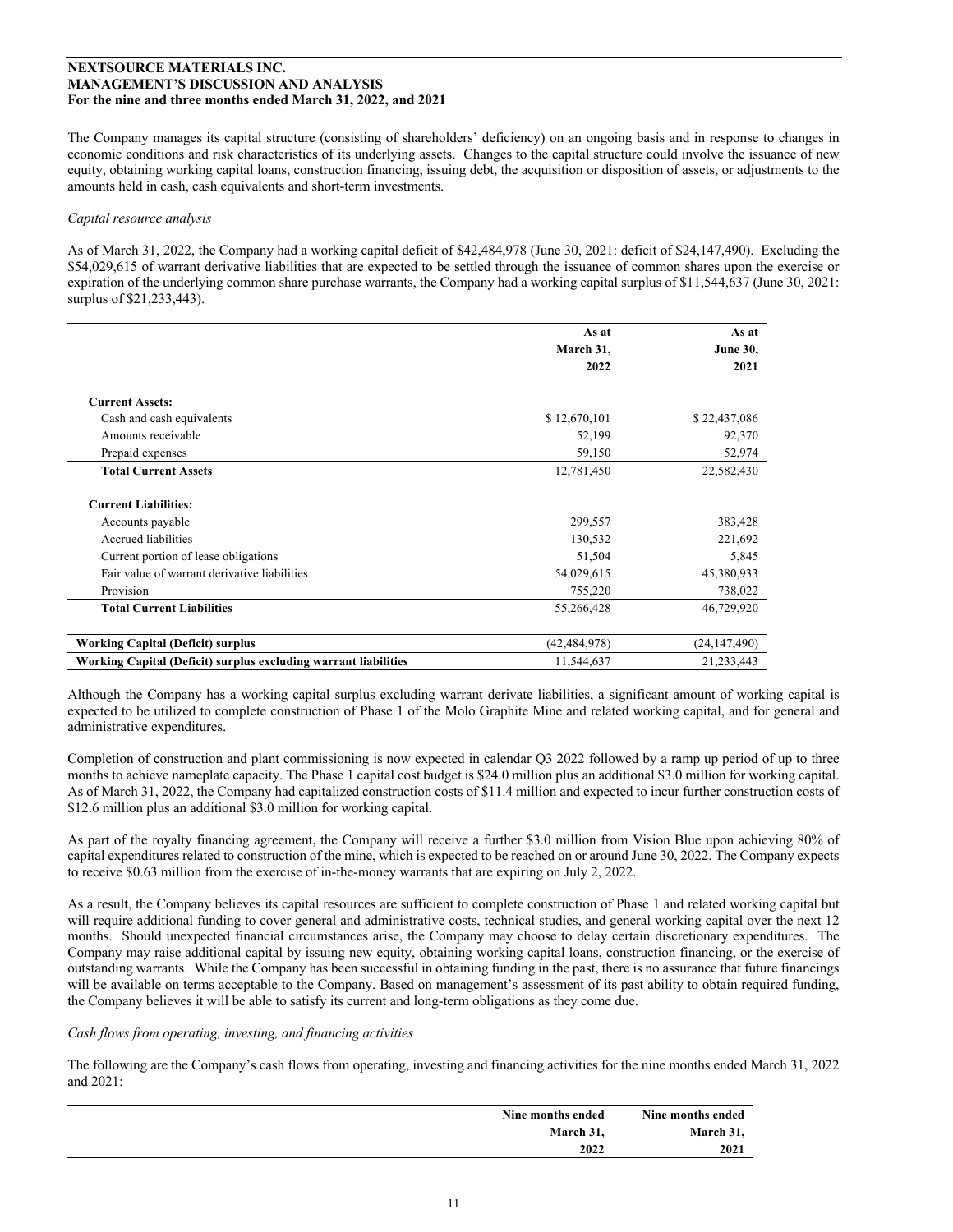The Company manages its capital structure (consisting of shareholders' deficiency) on an ongoing basis and in response to changes in economic conditions and risk characteristics of its underlying assets. Changes to the capital structure could involve the issuance of new equity, obtaining working capital loans, construction financing, issuing debt, the acquisition or disposition of assets, or adjustments to the amounts held in cash, cash equivalents and short-term investments.

*Capital resource analysis*

As of March 31, 2022, the Company had a working capital deficit of $42,484,978 (June 30, 2021: deficit of $24,147,490). Excluding the $54,029,615 of warrant derivative liabilities that are expected to be settled through the issuance of common shares upon the exercise or expiration of the underlying common share purchase warrants, the Company had a working capital surplus of $11,544,637 (June 30, 2021: surplus of $21,233,443).

| | As at March 31, 2022 | As at June 30, 2021 |
|---|---|---|
| **Current Assets:** | | |
| Cash and cash equivalents | $ 12,670,101 | $ 22,437,086 |
| Amounts receivable | 52,199 | 92,370 |
| Prepaid expenses | 59,150 | 52,974 |
| **Total Current Assets** | 12,781,450 | 22,582,430 |
| **Current Liabilities:** | | |
| Accounts payable | 299,557 | 383,428 |
| Accrued liabilities | 130,532 | 221,692 |
| Current portion of lease obligations | 51,504 | 5,845 |
| Fair value of warrant derivative liabilities | 54,029,615 | 45,380,933 |
| Provision | 755,220 | 738,022 |
| **Total Current Liabilities** | 55,266,428 | 46,729,920 |
| **Working Capital (Deficit) surplus** | (42,484,978) | (24,147,490) |
| **Working Capital (Deficit) surplus excluding warrant liabilities** | 11,544,637 | 21,233,443 |

Although the Company has a working capital surplus excluding warrant derivate liabilities, a significant amount of working capital is expected to be utilized to complete construction of Phase 1 of the Molo Graphite Mine and related working capital, and for general and administrative expenditures.

Completion of construction and plant commissioning is now expected in calendar Q3 2022 followed by a ramp up period of up to three months to achieve nameplate capacity. The Phase 1 capital cost budget is $24.0 million plus an additional $3.0 million for working capital. As of March 31, 2022, the Company had capitalized construction costs of $11.4 million and expected to incur further construction costs of $12.6 million plus an additional $3.0 million for working capital.

As part of the royalty financing agreement, the Company will receive a further $3.0 million from Vision Blue upon achieving 80% of capital expenditures related to construction of the mine, which is expected to be reached on or around June 30, 2022. The Company expects to receive $0.63 million from the exercise of in-the-money warrants that are expiring on July 2, 2022.

As a result, the Company believes its capital resources are sufficient to complete construction of Phase 1 and related working capital but will require additional funding to cover general and administrative costs, technical studies, and general working capital over the next 12 months. Should unexpected financial circumstances arise, the Company may choose to delay certain discretionary expenditures. The Company may raise additional capital by issuing new equity, obtaining working capital loans, construction financing, or the exercise of outstanding warrants. While the Company has been successful in obtaining funding in the past, there is no assurance that future financings will be available on terms acceptable to the Company. Based on management's assessment of its past ability to obtain required funding, the Company believes it will be able to satisfy its current and long-term obligations as they come due.

*Cash flows from operating, investing, and financing activities*

The following are the Company's cash flows from operating, investing and financing activities for the nine months ended March 31, 2022 and 2021:

| | Nine months ended March 31, 2022 | Nine months ended March 31, 2021 |
|---|---|---|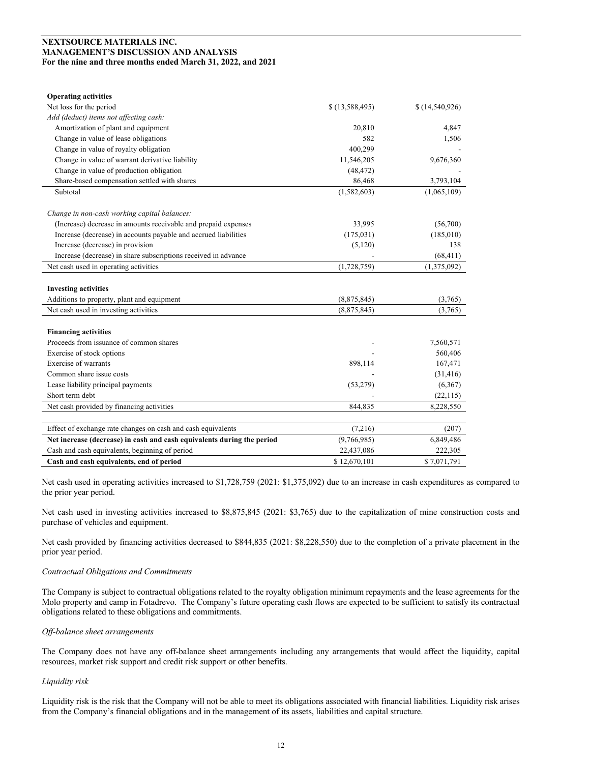| | | |
|---|---|---|
| **Operating activities** | | |
| Net loss for the period | $ (13,588,495) | $ (14,540,926) |
| *Add (deduct) items not affecting cash:* | | |
| Amortization of plant and equipment | 20,810 | 4,847 |
| Change in value of lease obligations | 582 | 1,506 |
| Change in value of royalty obligation | 400,299 | - |
| Change in value of warrant derivative liability | 11,546,205 | 9,676,360 |
| Change in value of production obligation | (48,472) | - |
| Share-based compensation settled with shares | 86,468 | 3,793,104 |
| Subtotal | (1,582,603) | (1,065,109) |
| *Change in non-cash working capital balances:* | | |
| (Increase) decrease in amounts receivable and prepaid expenses | 33,995 | (56,700) |
| Increase (decrease) in accounts payable and accrued liabilities | (175,031) | (185,010) |
| Increase (decrease) in provision | (5,120) | 138 |
| Increase (decrease) in share subscriptions received in advance | - | (68,411) |
| Net cash used in operating activities | (1,728,759) | (1,375,092) |
| **Investing activities** | | |
| Additions to property, plant and equipment | (8,875,845) | (3,765) |
| Net cash used in investing activities | (8,875,845) | (3,765) |
| **Financing activities** | | |
| Proceeds from issuance of common shares | - | 7,560,571 |
| Exercise of stock options | - | 560,406 |
| Exercise of warrants | 898,114 | 167,471 |
| Common share issue costs | - | (31,416) |
| Lease liability principal payments | (53,279) | (6,367) |
| Short term debt | - | (22,115) |
| Net cash provided by financing activities | 844,835 | 8,228,550 |
| Effect of exchange rate changes on cash and cash equivalents | (7,216) | (207) |
| **Net increase (decrease) in cash and cash equivalents during the period** | (9,766,985) | 6,849,486 |
| Cash and cash equivalents, beginning of period | 22,437,086 | 222,305 |
| **Cash and cash equivalents, end of period** | $ 12,670,101 | $ 7,071,791 |

Net cash used in operating activities increased to $1,728,759 (2021: $1,375,092) due to an increase in cash expenditures as compared to the prior year period.

Net cash used in investing activities increased to $8,875,845 (2021: $3,765) due to the capitalization of mine construction costs and purchase of vehicles and equipment.

Net cash provided by financing activities decreased to $844,835 (2021: $8,228,550) due to the completion of a private placement in the prior year period.

*Contractual Obligations and Commitments*

The Company is subject to contractual obligations related to the royalty obligation minimum repayments and the lease agreements for the Molo property and camp in Fotadrevo. The Company's future operating cash flows are expected to be sufficient to satisfy its contractual obligations related to these obligations and commitments.

*Off-balance sheet arrangements*

The Company does not have any off-balance sheet arrangements including any arrangements that would affect the liquidity, capital resources, market risk support and credit risk support or other benefits.

*Liquidity risk*

Liquidity risk is the risk that the Company will not be able to meet its obligations associated with financial liabilities. Liquidity risk arises from the Company's financial obligations and in the management of its assets, liabilities and capital structure.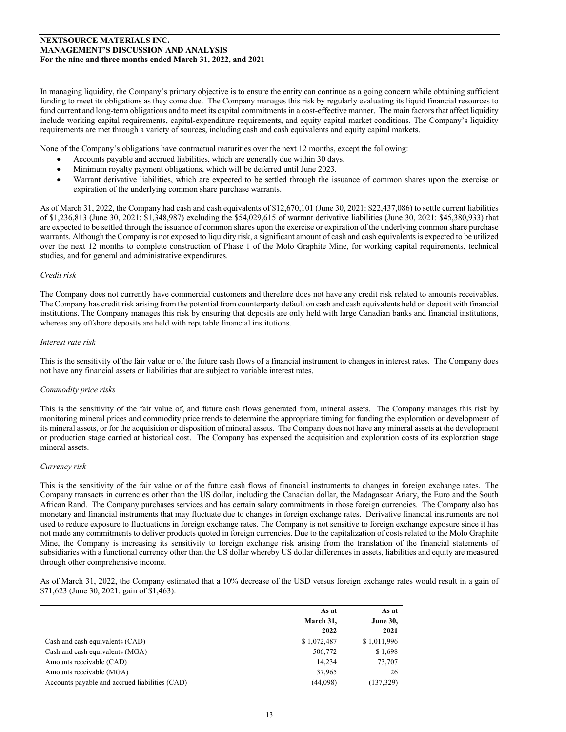In managing liquidity, the Company's primary objective is to ensure the entity can continue as a going concern while obtaining sufficient funding to meet its obligations as they come due. The Company manages this risk by regularly evaluating its liquid financial resources to fund current and long-term obligations and to meet its capital commitments in a cost-effective manner. The main factors that affect liquidity include working capital requirements, capital-expenditure requirements, and equity capital market conditions. The Company's liquidity requirements are met through a variety of sources, including cash and cash equivalents and equity capital markets.

None of the Company's obligations have contractual maturities over the next 12 months, except the following:

- Accounts payable and accrued liabilities, which are generally due within 30 days.
- Minimum royalty payment obligations, which will be deferred until June 2023.
- Warrant derivative liabilities, which are expected to be settled through the issuance of common shares upon the exercise or expiration of the underlying common share purchase warrants.

As of March 31, 2022, the Company had cash and cash equivalents of $12,670,101 (June 30, 2021: $22,437,086) to settle current liabilities of $1,236,813 (June 30, 2021: $1,348,987) excluding the $54,029,615 of warrant derivative liabilities (June 30, 2021: $45,380,933) that are expected to be settled through the issuance of common shares upon the exercise or expiration of the underlying common share purchase warrants. Although the Company is not exposed to liquidity risk, a significant amount of cash and cash equivalents is expected to be utilized over the next 12 months to complete construction of Phase 1 of the Molo Graphite Mine, for working capital requirements, technical studies, and for general and administrative expenditures.

*Credit risk*

The Company does not currently have commercial customers and therefore does not have any credit risk related to amounts receivables. The Company has credit risk arising from the potential from counterparty default on cash and cash equivalents held on deposit with financial institutions. The Company manages this risk by ensuring that deposits are only held with large Canadian banks and financial institutions, whereas any offshore deposits are held with reputable financial institutions.

*Interest rate risk*

This is the sensitivity of the fair value or of the future cash flows of a financial instrument to changes in interest rates. The Company does not have any financial assets or liabilities that are subject to variable interest rates.

*Commodity price risks*

This is the sensitivity of the fair value of, and future cash flows generated from, mineral assets. The Company manages this risk by monitoring mineral prices and commodity price trends to determine the appropriate timing for funding the exploration or development of its mineral assets, or for the acquisition or disposition of mineral assets. The Company does not have any mineral assets at the development or production stage carried at historical cost. The Company has expensed the acquisition and exploration costs of its exploration stage mineral assets.

*Currency risk*

This is the sensitivity of the fair value or of the future cash flows of financial instruments to changes in foreign exchange rates. The Company transacts in currencies other than the US dollar, including the Canadian dollar, the Madagascar Ariary, the Euro and the South African Rand. The Company purchases services and has certain salary commitments in those foreign currencies. The Company also has monetary and financial instruments that may fluctuate due to changes in foreign exchange rates. Derivative financial instruments are not used to reduce exposure to fluctuations in foreign exchange rates. The Company is not sensitive to foreign exchange exposure since it has not made any commitments to deliver products quoted in foreign currencies. Due to the capitalization of costs related to the Molo Graphite Mine, the Company is increasing its sensitivity to foreign exchange risk arising from the translation of the financial statements of subsidiaries with a functional currency other than the US dollar whereby US dollar differences in assets, liabilities and equity are measured through other comprehensive income.

As of March 31, 2022, the Company estimated that a 10% decrease of the USD versus foreign exchange rates would result in a gain of $71,623 (June 30, 2021: gain of $1,463).

| | As at March 31, 2022 | As at June 30, 2021 |
|---|---|---|
| Cash and cash equivalents (CAD) | $ 1,072,487 | $ 1,011,996 |
| Cash and cash equivalents (MGA) | 506,772 | $ 1,698 |
| Amounts receivable (CAD) | 14,234 | 73,707 |
| Amounts receivable (MGA) | 37,965 | 26 |
| Accounts payable and accrued liabilities (CAD) | (44,098) | (137,329) |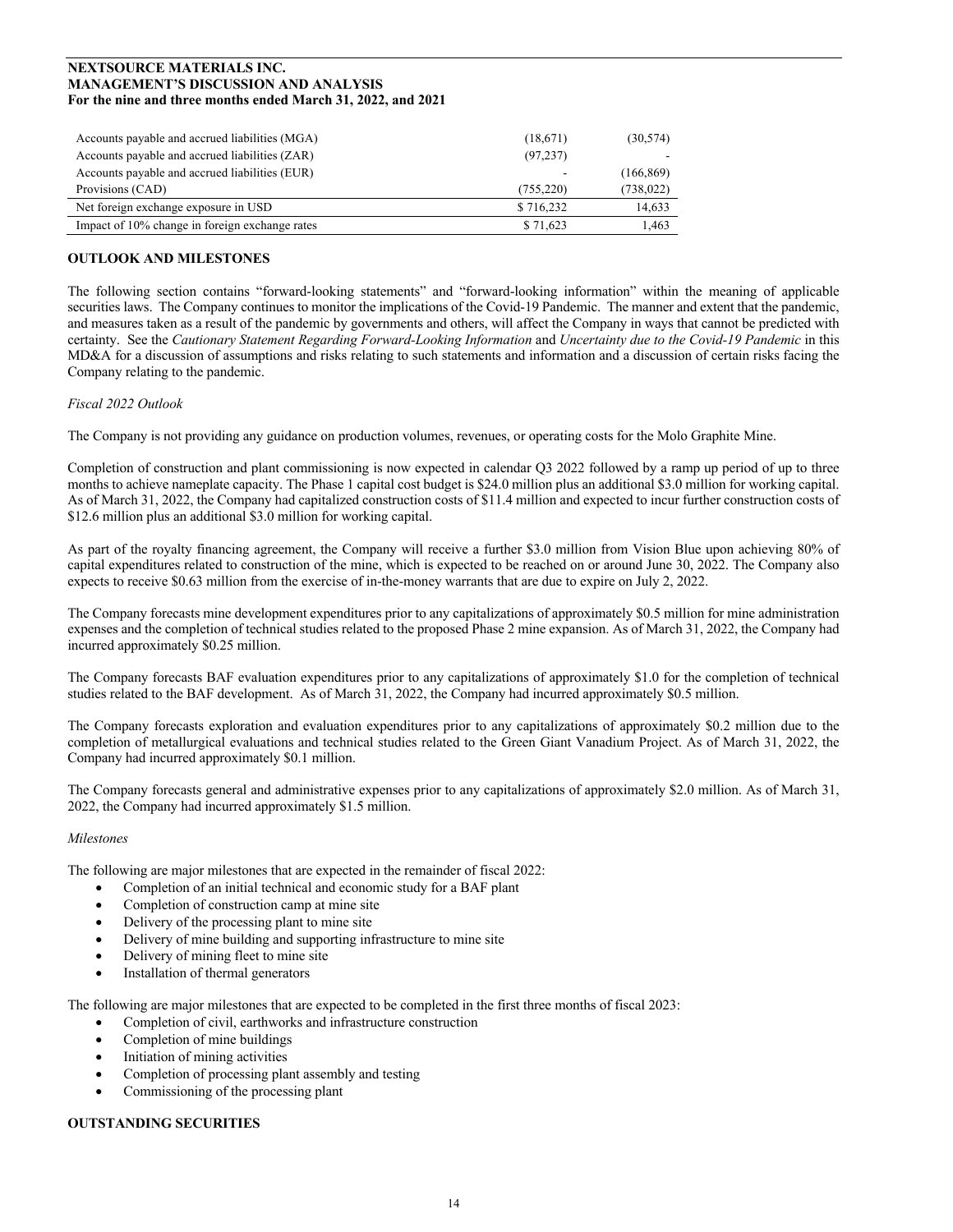| | | |
|---|---|---|
| Accounts payable and accrued liabilities (MGA) | (18,671) | (30,574) |
| Accounts payable and accrued liabilities (ZAR) | (97,237) | - |
| Accounts payable and accrued liabilities (EUR) | - | (166,869) |
| Provisions (CAD) | (755,220) | (738,022) |
| Net foreign exchange exposure in USD | $ 716,232 | 14,633 |
| Impact of 10% change in foreign exchange rates | $ 71,623 | 1,463 |

## OUTLOOK AND MILESTONES

The following section contains "forward-looking statements" and "forward-looking information" within the meaning of applicable securities laws. The Company continues to monitor the implications of the Covid-19 Pandemic. The manner and extent that the pandemic, and measures taken as a result of the pandemic by governments and others, will affect the Company in ways that cannot be predicted with certainty. See the *Cautionary Statement Regarding Forward-Looking Information* and *Uncertainty due to the Covid-19 Pandemic* in this MD&A for a discussion of assumptions and risks relating to such statements and information and a discussion of certain risks facing the Company relating to the pandemic.

*Fiscal 2022 Outlook*

The Company is not providing any guidance on production volumes, revenues, or operating costs for the Molo Graphite Mine.

Completion of construction and plant commissioning is now expected in calendar Q3 2022 followed by a ramp up period of up to three months to achieve nameplate capacity. The Phase 1 capital cost budget is $24.0 million plus an additional $3.0 million for working capital. As of March 31, 2022, the Company had capitalized construction costs of $11.4 million and expected to incur further construction costs of $12.6 million plus an additional $3.0 million for working capital.

As part of the royalty financing agreement, the Company will receive a further $3.0 million from Vision Blue upon achieving 80% of capital expenditures related to construction of the mine, which is expected to be reached on or around June 30, 2022. The Company also expects to receive $0.63 million from the exercise of in-the-money warrants that are due to expire on July 2, 2022.

The Company forecasts mine development expenditures prior to any capitalizations of approximately $0.5 million for mine administration expenses and the completion of technical studies related to the proposed Phase 2 mine expansion. As of March 31, 2022, the Company had incurred approximately $0.25 million.

The Company forecasts BAF evaluation expenditures prior to any capitalizations of approximately $1.0 for the completion of technical studies related to the BAF development. As of March 31, 2022, the Company had incurred approximately $0.5 million.

The Company forecasts exploration and evaluation expenditures prior to any capitalizations of approximately $0.2 million due to the completion of metallurgical evaluations and technical studies related to the Green Giant Vanadium Project. As of March 31, 2022, the Company had incurred approximately $0.1 million.

The Company forecasts general and administrative expenses prior to any capitalizations of approximately $2.0 million. As of March 31, 2022, the Company had incurred approximately $1.5 million.

*Milestones*

The following are major milestones that are expected in the remainder of fiscal 2022:

- Completion of an initial technical and economic study for a BAF plant
- Completion of construction camp at mine site
- Delivery of the processing plant to mine site
- Delivery of mine building and supporting infrastructure to mine site
- Delivery of mining fleet to mine site
- Installation of thermal generators

The following are major milestones that are expected to be completed in the first three months of fiscal 2023:

- Completion of civil, earthworks and infrastructure construction
- Completion of mine buildings
- Initiation of mining activities
- Completion of processing plant assembly and testing
- Commissioning of the processing plant

## OUTSTANDING SECURITIES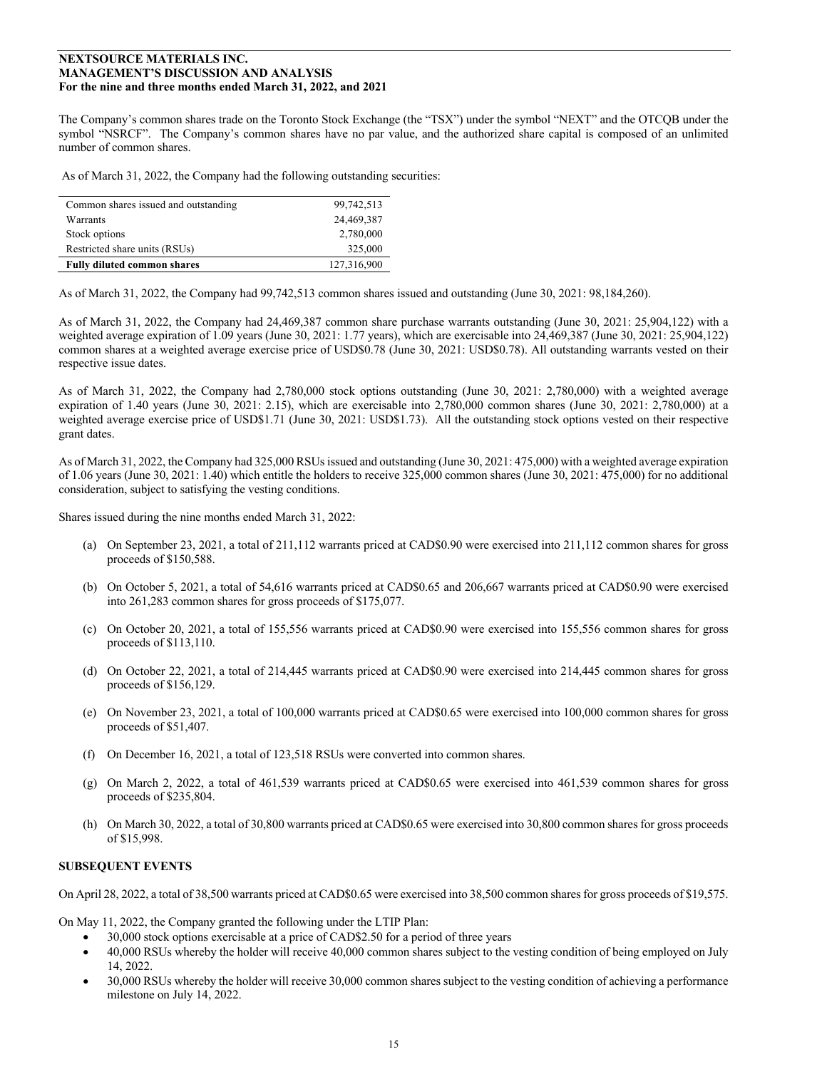The Company's common shares trade on the Toronto Stock Exchange (the "TSX") under the symbol "NEXT" and the OTCQB under the symbol "NSRCF". The Company's common shares have no par value, and the authorized share capital is composed of an unlimited number of common shares.

As of March 31, 2022, the Company had the following outstanding securities:

| | |
|---|---|
| Common shares issued and outstanding | 99,742,513 |
| Warrants | 24,469,387 |
| Stock options | 2,780,000 |
| Restricted share units (RSUs) | 325,000 |
| **Fully diluted common shares** | 127,316,900 |

As of March 31, 2022, the Company had 99,742,513 common shares issued and outstanding (June 30, 2021: 98,184,260).

As of March 31, 2022, the Company had 24,469,387 common share purchase warrants outstanding (June 30, 2021: 25,904,122) with a weighted average expiration of 1.09 years (June 30, 2021: 1.77 years), which are exercisable into 24,469,387 (June 30, 2021: 25,904,122) common shares at a weighted average exercise price of USD$0.78 (June 30, 2021: USD$0.78). All outstanding warrants vested on their respective issue dates.

As of March 31, 2022, the Company had 2,780,000 stock options outstanding (June 30, 2021: 2,780,000) with a weighted average expiration of 1.40 years (June 30, 2021: 2.15), which are exercisable into 2,780,000 common shares (June 30, 2021: 2,780,000) at a weighted average exercise price of USD$1.71 (June 30, 2021: USD$1.73). All the outstanding stock options vested on their respective grant dates.

As of March 31, 2022, the Company had 325,000 RSUs issued and outstanding (June 30, 2021: 475,000) with a weighted average expiration of 1.06 years (June 30, 2021: 1.40) which entitle the holders to receive 325,000 common shares (June 30, 2021: 475,000) for no additional consideration, subject to satisfying the vesting conditions.

Shares issued during the nine months ended March 31, 2022:

(a) On September 23, 2021, a total of 211,112 warrants priced at CAD$0.90 were exercised into 211,112 common shares for gross proceeds of $150,588.

(b) On October 5, 2021, a total of 54,616 warrants priced at CAD$0.65 and 206,667 warrants priced at CAD$0.90 were exercised into 261,283 common shares for gross proceeds of $175,077.

(c) On October 20, 2021, a total of 155,556 warrants priced at CAD$0.90 were exercised into 155,556 common shares for gross proceeds of $113,110.

(d) On October 22, 2021, a total of 214,445 warrants priced at CAD$0.90 were exercised into 214,445 common shares for gross proceeds of $156,129.

(e) On November 23, 2021, a total of 100,000 warrants priced at CAD$0.65 were exercised into 100,000 common shares for gross proceeds of $51,407.

(f) On December 16, 2021, a total of 123,518 RSUs were converted into common shares.

(g) On March 2, 2022, a total of 461,539 warrants priced at CAD$0.65 were exercised into 461,539 common shares for gross proceeds of $235,804.

(h) On March 30, 2022, a total of 30,800 warrants priced at CAD$0.65 were exercised into 30,800 common shares for gross proceeds of $15,998.

## SUBSEQUENT EVENTS

On April 28, 2022, a total of 38,500 warrants priced at CAD$0.65 were exercised into 38,500 common shares for gross proceeds of $19,575.

On May 11, 2022, the Company granted the following under the LTIP Plan:

- 30,000 stock options exercisable at a price of CAD$2.50 for a period of three years
- 40,000 RSUs whereby the holder will receive 40,000 common shares subject to the vesting condition of being employed on July 14, 2022.
- 30,000 RSUs whereby the holder will receive 30,000 common shares subject to the vesting condition of achieving a performance milestone on July 14, 2022.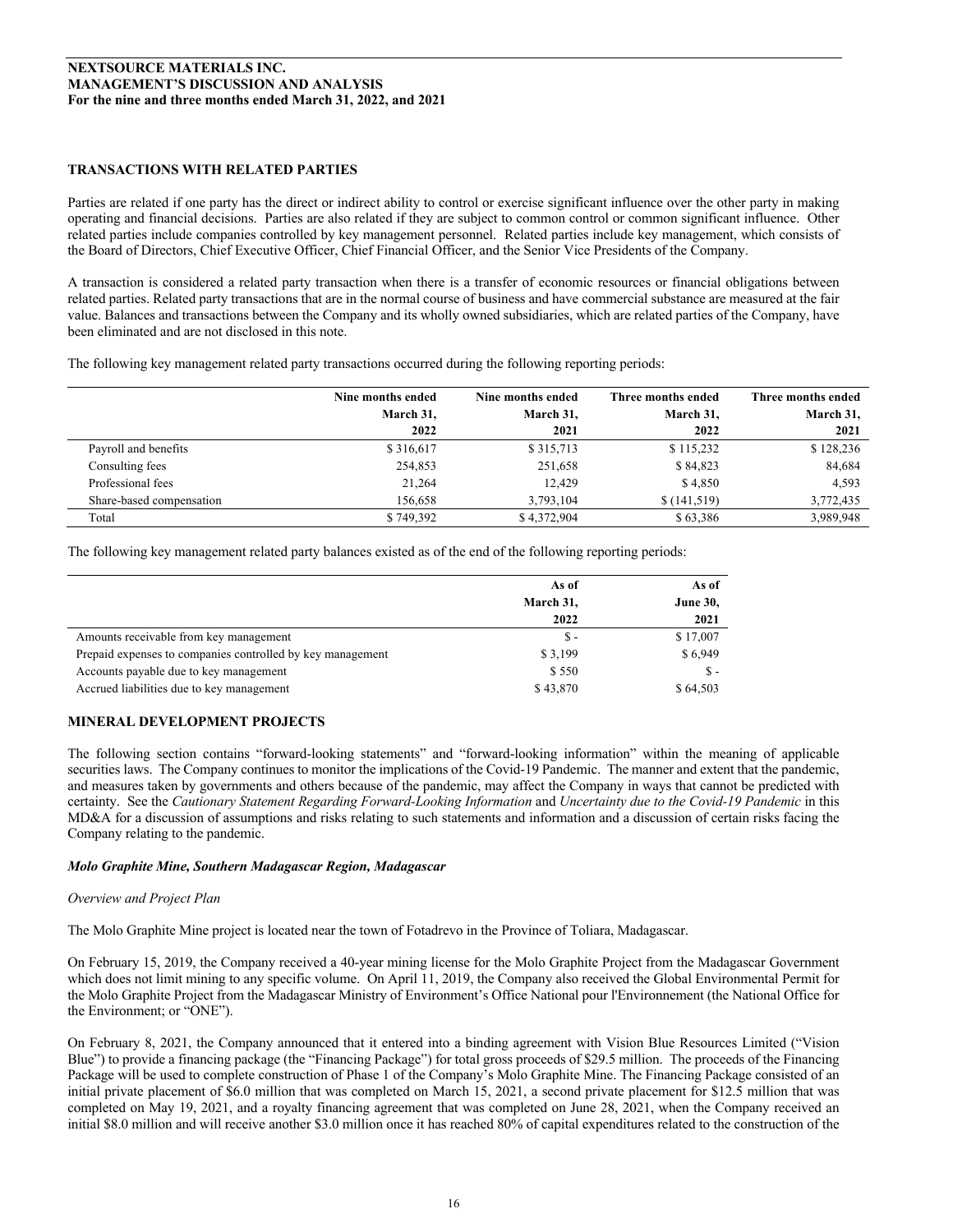## TRANSACTIONS WITH RELATED PARTIES

Parties are related if one party has the direct or indirect ability to control or exercise significant influence over the other party in making operating and financial decisions. Parties are also related if they are subject to common control or common significant influence. Other related parties include companies controlled by key management personnel. Related parties include key management, which consists of the Board of Directors, Chief Executive Officer, Chief Financial Officer, and the Senior Vice Presidents of the Company.

A transaction is considered a related party transaction when there is a transfer of economic resources or financial obligations between related parties. Related party transactions that are in the normal course of business and have commercial substance are measured at the fair value. Balances and transactions between the Company and its wholly owned subsidiaries, which are related parties of the Company, have been eliminated and are not disclosed in this note.

The following key management related party transactions occurred during the following reporting periods:

| | Nine months ended March 31, 2022 | Nine months ended March 31, 2021 | Three months ended March 31, 2022 | Three months ended March 31, 2021 |
|---|---|---|---|---|
| Payroll and benefits | $ 316,617 | $ 315,713 | $ 115,232 | $ 128,236 |
| Consulting fees | 254,853 | 251,658 | $ 84,823 | 84,684 |
| Professional fees | 21,264 | 12,429 | $ 4,850 | 4,593 |
| Share-based compensation | 156,658 | 3,793,104 | $ (141,519) | 3,772,435 |
| Total | $ 749,392 | $ 4,372,904 | $ 63,386 | 3,989,948 |

The following key management related party balances existed as of the end of the following reporting periods:

| | As of March 31, 2022 | As of June 30, 2021 |
|---|---|---|
| Amounts receivable from key management | $ - | $ 17,007 |
| Prepaid expenses to companies controlled by key management | $ 3,199 | $ 6,949 |
| Accounts payable due to key management | $ 550 | $ - |
| Accrued liabilities due to key management | $ 43,870 | $ 64,503 |

## MINERAL DEVELOPMENT PROJECTS

The following section contains "forward-looking statements" and "forward-looking information" within the meaning of applicable securities laws. The Company continues to monitor the implications of the Covid-19 Pandemic. The manner and extent that the pandemic, and measures taken by governments and others because of the pandemic, may affect the Company in ways that cannot be predicted with certainty. See the *Cautionary Statement Regarding Forward-Looking Information* and *Uncertainty due to the Covid-19 Pandemic* in this MD&A for a discussion of assumptions and risks relating to such statements and information and a discussion of certain risks facing the Company relating to the pandemic.

### *Molo Graphite Mine, Southern Madagascar Region, Madagascar*

*Overview and Project Plan*

The Molo Graphite Mine project is located near the town of Fotadrevo in the Province of Toliara, Madagascar.

On February 15, 2019, the Company received a 40-year mining license for the Molo Graphite Project from the Madagascar Government which does not limit mining to any specific volume. On April 11, 2019, the Company also received the Global Environmental Permit for the Molo Graphite Project from the Madagascar Ministry of Environment's Office National pour l'Environnement (the National Office for the Environment; or "ONE").

On February 8, 2021, the Company announced that it entered into a binding agreement with Vision Blue Resources Limited ("Vision Blue") to provide a financing package (the "Financing Package") for total gross proceeds of $29.5 million. The proceeds of the Financing Package will be used to complete construction of Phase 1 of the Company's Molo Graphite Mine. The Financing Package consisted of an initial private placement of $6.0 million that was completed on March 15, 2021, a second private placement for $12.5 million that was completed on May 19, 2021, and a royalty financing agreement that was completed on June 28, 2021, when the Company received an initial $8.0 million and will receive another $3.0 million once it has reached 80% of capital expenditures related to the construction of the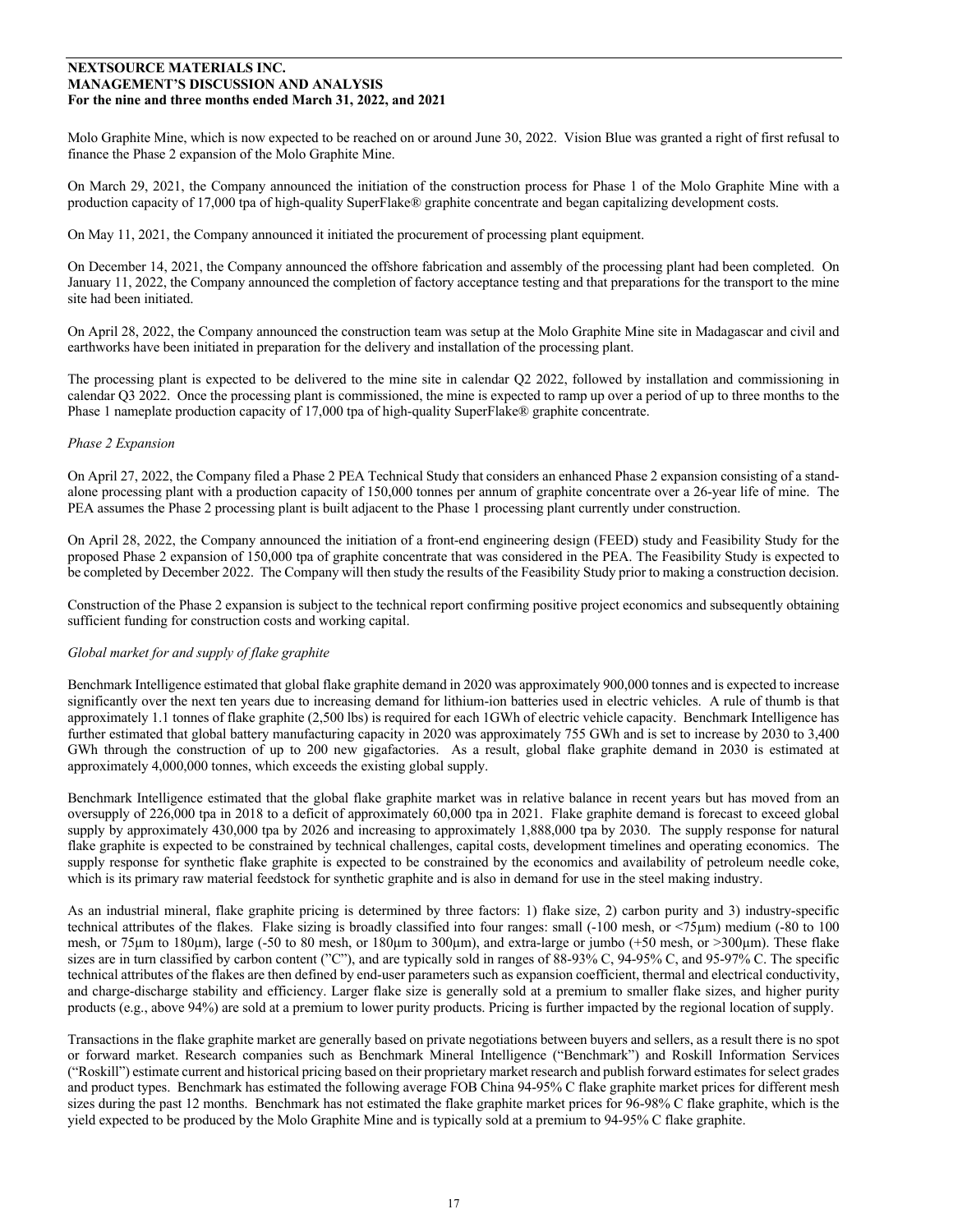Molo Graphite Mine, which is now expected to be reached on or around June 30, 2022. Vision Blue was granted a right of first refusal to finance the Phase 2 expansion of the Molo Graphite Mine.

On March 29, 2021, the Company announced the initiation of the construction process for Phase 1 of the Molo Graphite Mine with a production capacity of 17,000 tpa of high-quality SuperFlake® graphite concentrate and began capitalizing development costs.

On May 11, 2021, the Company announced it initiated the procurement of processing plant equipment.

On December 14, 2021, the Company announced the offshore fabrication and assembly of the processing plant had been completed. On January 11, 2022, the Company announced the completion of factory acceptance testing and that preparations for the transport to the mine site had been initiated.

On April 28, 2022, the Company announced the construction team was setup at the Molo Graphite Mine site in Madagascar and civil and earthworks have been initiated in preparation for the delivery and installation of the processing plant.

The processing plant is expected to be delivered to the mine site in calendar Q2 2022, followed by installation and commissioning in calendar Q3 2022. Once the processing plant is commissioned, the mine is expected to ramp up over a period of up to three months to the Phase 1 nameplate production capacity of 17,000 tpa of high-quality SuperFlake® graphite concentrate.

*Phase 2 Expansion*

On April 27, 2022, the Company filed a Phase 2 PEA Technical Study that considers an enhanced Phase 2 expansion consisting of a stand-alone processing plant with a production capacity of 150,000 tonnes per annum of graphite concentrate over a 26-year life of mine. The PEA assumes the Phase 2 processing plant is built adjacent to the Phase 1 processing plant currently under construction.

On April 28, 2022, the Company announced the initiation of a front-end engineering design (FEED) study and Feasibility Study for the proposed Phase 2 expansion of 150,000 tpa of graphite concentrate that was considered in the PEA. The Feasibility Study is expected to be completed by December 2022. The Company will then study the results of the Feasibility Study prior to making a construction decision.

Construction of the Phase 2 expansion is subject to the technical report confirming positive project economics and subsequently obtaining sufficient funding for construction costs and working capital.

*Global market for and supply of flake graphite*

Benchmark Intelligence estimated that global flake graphite demand in 2020 was approximately 900,000 tonnes and is expected to increase significantly over the next ten years due to increasing demand for lithium-ion batteries used in electric vehicles. A rule of thumb is that approximately 1.1 tonnes of flake graphite (2,500 lbs) is required for each 1GWh of electric vehicle capacity. Benchmark Intelligence has further estimated that global battery manufacturing capacity in 2020 was approximately 755 GWh and is set to increase by 2030 to 3,400 GWh through the construction of up to 200 new gigafactories. As a result, global flake graphite demand in 2030 is estimated at approximately 4,000,000 tonnes, which exceeds the existing global supply.

Benchmark Intelligence estimated that the global flake graphite market was in relative balance in recent years but has moved from an oversupply of 226,000 tpa in 2018 to a deficit of approximately 60,000 tpa in 2021. Flake graphite demand is forecast to exceed global supply by approximately 430,000 tpa by 2026 and increasing to approximately 1,888,000 tpa by 2030. The supply response for natural flake graphite is expected to be constrained by technical challenges, capital costs, development timelines and operating economics. The supply response for synthetic flake graphite is expected to be constrained by the economics and availability of petroleum needle coke, which is its primary raw material feedstock for synthetic graphite and is also in demand for use in the steel making industry.

As an industrial mineral, flake graphite pricing is determined by three factors: 1) flake size, 2) carbon purity and 3) industry-specific technical attributes of the flakes. Flake sizing is broadly classified into four ranges: small (-100 mesh, or <75μm) medium (-80 to 100 mesh, or 75μm to 180μm), large (-50 to 80 mesh, or 180μm to 300μm), and extra-large or jumbo (+50 mesh, or >300μm). These flake sizes are in turn classified by carbon content ("C"), and are typically sold in ranges of 88-93% C, 94-95% C, and 95-97% C. The specific technical attributes of the flakes are then defined by end-user parameters such as expansion coefficient, thermal and electrical conductivity, and charge-discharge stability and efficiency. Larger flake size is generally sold at a premium to smaller flake sizes, and higher purity products (e.g., above 94%) are sold at a premium to lower purity products. Pricing is further impacted by the regional location of supply.

Transactions in the flake graphite market are generally based on private negotiations between buyers and sellers, as a result there is no spot or forward market. Research companies such as Benchmark Mineral Intelligence ("Benchmark") and Roskill Information Services ("Roskill") estimate current and historical pricing based on their proprietary market research and publish forward estimates for select grades and product types. Benchmark has estimated the following average FOB China 94-95% C flake graphite market prices for different mesh sizes during the past 12 months. Benchmark has not estimated the flake graphite market prices for 96-98% C flake graphite, which is the yield expected to be produced by the Molo Graphite Mine and is typically sold at a premium to 94-95% C flake graphite.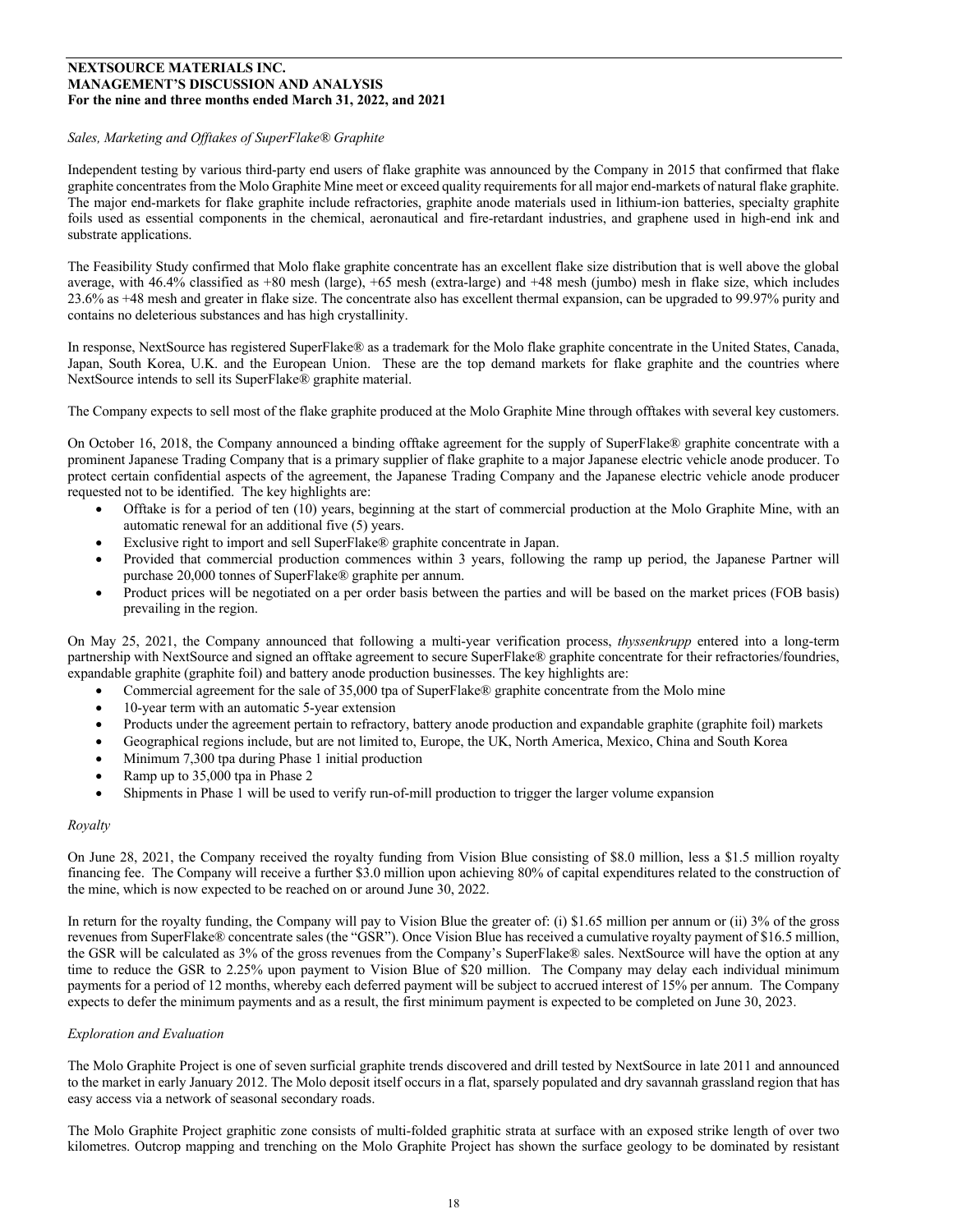*Sales, Marketing and Offtakes of SuperFlake® Graphite*

Independent testing by various third-party end users of flake graphite was announced by the Company in 2015 that confirmed that flake graphite concentrates from the Molo Graphite Mine meet or exceed quality requirements for all major end-markets of natural flake graphite. The major end-markets for flake graphite include refractories, graphite anode materials used in lithium-ion batteries, specialty graphite foils used as essential components in the chemical, aeronautical and fire-retardant industries, and graphene used in high-end ink and substrate applications.

The Feasibility Study confirmed that Molo flake graphite concentrate has an excellent flake size distribution that is well above the global average, with 46.4% classified as +80 mesh (large), +65 mesh (extra-large) and +48 mesh (jumbo) mesh in flake size, which includes 23.6% as +48 mesh and greater in flake size. The concentrate also has excellent thermal expansion, can be upgraded to 99.97% purity and contains no deleterious substances and has high crystallinity.

In response, NextSource has registered SuperFlake® as a trademark for the Molo flake graphite concentrate in the United States, Canada, Japan, South Korea, U.K. and the European Union. These are the top demand markets for flake graphite and the countries where NextSource intends to sell its SuperFlake® graphite material.

The Company expects to sell most of the flake graphite produced at the Molo Graphite Mine through offtakes with several key customers.

On October 16, 2018, the Company announced a binding offtake agreement for the supply of SuperFlake® graphite concentrate with a prominent Japanese Trading Company that is a primary supplier of flake graphite to a major Japanese electric vehicle anode producer. To protect certain confidential aspects of the agreement, the Japanese Trading Company and the Japanese electric vehicle anode producer requested not to be identified. The key highlights are:

- Offtake is for a period of ten (10) years, beginning at the start of commercial production at the Molo Graphite Mine, with an automatic renewal for an additional five (5) years.
- Exclusive right to import and sell SuperFlake® graphite concentrate in Japan.
- Provided that commercial production commences within 3 years, following the ramp up period, the Japanese Partner will purchase 20,000 tonnes of SuperFlake® graphite per annum.
- Product prices will be negotiated on a per order basis between the parties and will be based on the market prices (FOB basis) prevailing in the region.

On May 25, 2021, the Company announced that following a multi-year verification process, *thyssenkrupp* entered into a long-term partnership with NextSource and signed an offtake agreement to secure SuperFlake® graphite concentrate for their refractories/foundries, expandable graphite (graphite foil) and battery anode production businesses. The key highlights are:

- Commercial agreement for the sale of 35,000 tpa of SuperFlake® graphite concentrate from the Molo mine
- 10-year term with an automatic 5-year extension
- Products under the agreement pertain to refractory, battery anode production and expandable graphite (graphite foil) markets
- Geographical regions include, but are not limited to, Europe, the UK, North America, Mexico, China and South Korea
- Minimum 7,300 tpa during Phase 1 initial production
- Ramp up to 35,000 tpa in Phase 2
- Shipments in Phase 1 will be used to verify run-of-mill production to trigger the larger volume expansion

*Royalty*

On June 28, 2021, the Company received the royalty funding from Vision Blue consisting of $8.0 million, less a $1.5 million royalty financing fee. The Company will receive a further $3.0 million upon achieving 80% of capital expenditures related to the construction of the mine, which is now expected to be reached on or around June 30, 2022.

In return for the royalty funding, the Company will pay to Vision Blue the greater of: (i) $1.65 million per annum or (ii) 3% of the gross revenues from SuperFlake® concentrate sales (the "GSR"). Once Vision Blue has received a cumulative royalty payment of $16.5 million, the GSR will be calculated as 3% of the gross revenues from the Company's SuperFlake® sales. NextSource will have the option at any time to reduce the GSR to 2.25% upon payment to Vision Blue of $20 million. The Company may delay each individual minimum payments for a period of 12 months, whereby each deferred payment will be subject to accrued interest of 15% per annum. The Company expects to defer the minimum payments and as a result, the first minimum payment is expected to be completed on June 30, 2023.

*Exploration and Evaluation*

The Molo Graphite Project is one of seven surficial graphite trends discovered and drill tested by NextSource in late 2011 and announced to the market in early January 2012. The Molo deposit itself occurs in a flat, sparsely populated and dry savannah grassland region that has easy access via a network of seasonal secondary roads.

The Molo Graphite Project graphitic zone consists of multi-folded graphitic strata at surface with an exposed strike length of over two kilometres. Outcrop mapping and trenching on the Molo Graphite Project has shown the surface geology to be dominated by resistant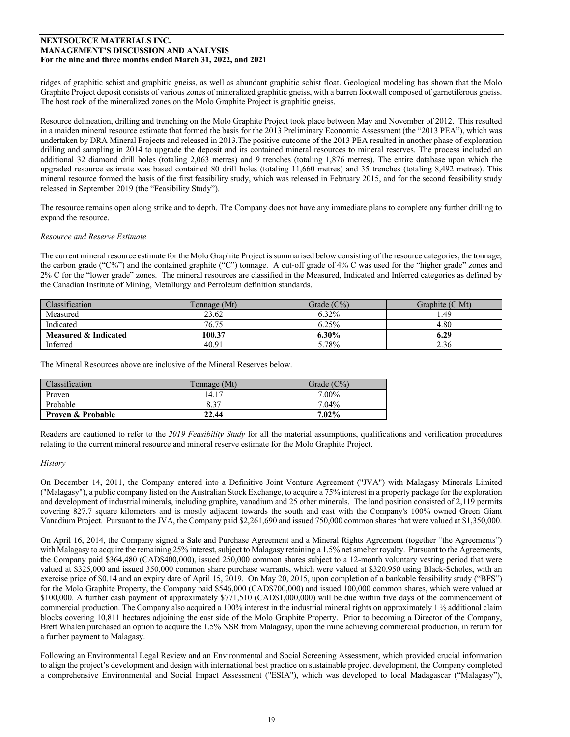ridges of graphitic schist and graphitic gneiss, as well as abundant graphitic schist float. Geological modeling has shown that the Molo Graphite Project deposit consists of various zones of mineralized graphitic gneiss, with a barren footwall composed of garnetiferous gneiss. The host rock of the mineralized zones on the Molo Graphite Project is graphitic gneiss.

Resource delineation, drilling and trenching on the Molo Graphite Project took place between May and November of 2012. This resulted in a maiden mineral resource estimate that formed the basis for the 2013 Preliminary Economic Assessment (the "2013 PEA"), which was undertaken by DRA Mineral Projects and released in 2013.The positive outcome of the 2013 PEA resulted in another phase of exploration drilling and sampling in 2014 to upgrade the deposit and its contained mineral resources to mineral reserves. The process included an additional 32 diamond drill holes (totaling 2,063 metres) and 9 trenches (totaling 1,876 metres). The entire database upon which the upgraded resource estimate was based contained 80 drill holes (totaling 11,660 metres) and 35 trenches (totaling 8,492 metres). This mineral resource formed the basis of the first feasibility study, which was released in February 2015, and for the second feasibility study released in September 2019 (the "Feasibility Study").

The resource remains open along strike and to depth. The Company does not have any immediate plans to complete any further drilling to expand the resource.

*Resource and Reserve Estimate*

The current mineral resource estimate for the Molo Graphite Project is summarised below consisting of the resource categories, the tonnage, the carbon grade ("C%") and the contained graphite ("C") tonnage. A cut-off grade of 4% C was used for the "higher grade" zones and 2% C for the "lower grade" zones. The mineral resources are classified in the Measured, Indicated and Inferred categories as defined by the Canadian Institute of Mining, Metallurgy and Petroleum definition standards.

| Classification | Tonnage (Mt) | Grade (C%) | Graphite (C Mt) |
|---|---|---|---|
| Measured | 23.62 | 6.32% | 1.49 |
| Indicated | 76.75 | 6.25% | 4.80 |
| **Measured & Indicated** | **100.37** | **6.30%** | **6.29** |
| Inferred | 40.91 | 5.78% | 2.36 |

The Mineral Resources above are inclusive of the Mineral Reserves below.

| Classification | Tonnage (Mt) | Grade (C%) |
|---|---|---|
| Proven | 14.17 | 7.00% |
| Probable | 8.37 | 7.04% |
| **Proven & Probable** | **22.44** | **7.02%** |

Readers are cautioned to refer to the *2019 Feasibility Study* for all the material assumptions, qualifications and verification procedures relating to the current mineral resource and mineral reserve estimate for the Molo Graphite Project.

*History*

On December 14, 2011, the Company entered into a Definitive Joint Venture Agreement ("JVA") with Malagasy Minerals Limited ("Malagasy"), a public company listed on the Australian Stock Exchange, to acquire a 75% interest in a property package for the exploration and development of industrial minerals, including graphite, vanadium and 25 other minerals. The land position consisted of 2,119 permits covering 827.7 square kilometers and is mostly adjacent towards the south and east with the Company's 100% owned Green Giant Vanadium Project. Pursuant to the JVA, the Company paid $2,261,690 and issued 750,000 common shares that were valued at $1,350,000.

On April 16, 2014, the Company signed a Sale and Purchase Agreement and a Mineral Rights Agreement (together "the Agreements") with Malagasy to acquire the remaining 25% interest, subject to Malagasy retaining a 1.5% net smelter royalty. Pursuant to the Agreements, the Company paid $364,480 (CAD$400,000), issued 250,000 common shares subject to a 12-month voluntary vesting period that were valued at $325,000 and issued 350,000 common share purchase warrants, which were valued at $320,950 using Black-Scholes, with an exercise price of $0.14 and an expiry date of April 15, 2019. On May 20, 2015, upon completion of a bankable feasibility study ("BFS") for the Molo Graphite Property, the Company paid $546,000 (CAD$700,000) and issued 100,000 common shares, which were valued at $100,000. A further cash payment of approximately $771,510 (CAD$1,000,000) will be due within five days of the commencement of commercial production. The Company also acquired a 100% interest in the industrial mineral rights on approximately 1 ½ additional claim blocks covering 10,811 hectares adjoining the east side of the Molo Graphite Property. Prior to becoming a Director of the Company, Brett Whalen purchased an option to acquire the 1.5% NSR from Malagasy, upon the mine achieving commercial production, in return for a further payment to Malagasy.

Following an Environmental Legal Review and an Environmental and Social Screening Assessment, which provided crucial information to align the project's development and design with international best practice on sustainable project development, the Company completed a comprehensive Environmental and Social Impact Assessment ("ESIA"), which was developed to local Madagascar ("Malagasy"),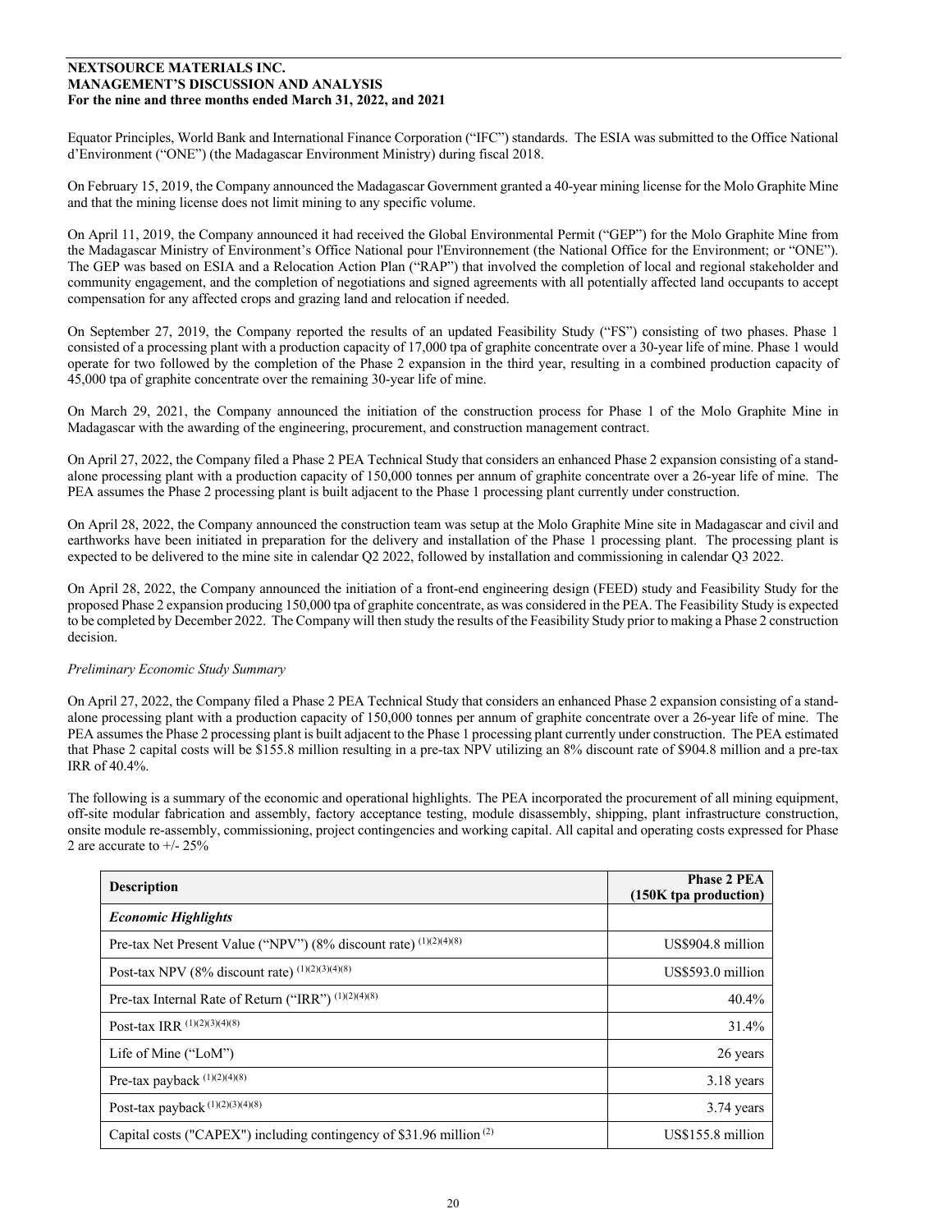Equator Principles, World Bank and International Finance Corporation ("IFC") standards. The ESIA was submitted to the Office National d'Environment ("ONE") (the Madagascar Environment Ministry) during fiscal 2018.

On February 15, 2019, the Company announced the Madagascar Government granted a 40-year mining license for the Molo Graphite Mine and that the mining license does not limit mining to any specific volume.

On April 11, 2019, the Company announced it had received the Global Environmental Permit ("GEP") for the Molo Graphite Mine from the Madagascar Ministry of Environment's Office National pour l'Environnement (the National Office for the Environment; or "ONE"). The GEP was based on ESIA and a Relocation Action Plan ("RAP") that involved the completion of local and regional stakeholder and community engagement, and the completion of negotiations and signed agreements with all potentially affected land occupants to accept compensation for any affected crops and grazing land and relocation if needed.

On September 27, 2019, the Company reported the results of an updated Feasibility Study ("FS") consisting of two phases. Phase 1 consisted of a processing plant with a production capacity of 17,000 tpa of graphite concentrate over a 30-year life of mine. Phase 1 would operate for two followed by the completion of the Phase 2 expansion in the third year, resulting in a combined production capacity of 45,000 tpa of graphite concentrate over the remaining 30-year life of mine.

On March 29, 2021, the Company announced the initiation of the construction process for Phase 1 of the Molo Graphite Mine in Madagascar with the awarding of the engineering, procurement, and construction management contract.

On April 27, 2022, the Company filed a Phase 2 PEA Technical Study that considers an enhanced Phase 2 expansion consisting of a stand-alone processing plant with a production capacity of 150,000 tonnes per annum of graphite concentrate over a 26-year life of mine. The PEA assumes the Phase 2 processing plant is built adjacent to the Phase 1 processing plant currently under construction.

On April 28, 2022, the Company announced the construction team was setup at the Molo Graphite Mine site in Madagascar and civil and earthworks have been initiated in preparation for the delivery and installation of the Phase 1 processing plant. The processing plant is expected to be delivered to the mine site in calendar Q2 2022, followed by installation and commissioning in calendar Q3 2022.

On April 28, 2022, the Company announced the initiation of a front-end engineering design (FEED) study and Feasibility Study for the proposed Phase 2 expansion producing 150,000 tpa of graphite concentrate, as was considered in the PEA. The Feasibility Study is expected to be completed by December 2022. The Company will then study the results of the Feasibility Study prior to making a Phase 2 construction decision.

*Preliminary Economic Study Summary*

On April 27, 2022, the Company filed a Phase 2 PEA Technical Study that considers an enhanced Phase 2 expansion consisting of a stand-alone processing plant with a production capacity of 150,000 tonnes per annum of graphite concentrate over a 26-year life of mine. The PEA assumes the Phase 2 processing plant is built adjacent to the Phase 1 processing plant currently under construction. The PEA estimated that Phase 2 capital costs will be $155.8 million resulting in a pre-tax NPV utilizing an 8% discount rate of $904.8 million and a pre-tax IRR of 40.4%.

The following is a summary of the economic and operational highlights. The PEA incorporated the procurement of all mining equipment, off-site modular fabrication and assembly, factory acceptance testing, module disassembly, shipping, plant infrastructure construction, onsite module re-assembly, commissioning, project contingencies and working capital. All capital and operating costs expressed for Phase 2 are accurate to +/- 25%

| Description | Phase 2 PEA (150K tpa production) |
|---|---|
| ***Economic Highlights*** | |
| Pre-tax Net Present Value ("NPV") (8% discount rate) (1)(2)(4)(8) | US$904.8 million |
| Post-tax NPV (8% discount rate) (1)(2)(3)(4)(8) | US$593.0 million |
| Pre-tax Internal Rate of Return ("IRR") (1)(2)(4)(8) | 40.4% |
| Post-tax IRR (1)(2)(3)(4)(8) | 31.4% |
| Life of Mine ("LoM") | 26 years |
| Pre-tax payback (1)(2)(4)(8) | 3.18 years |
| Post-tax payback (1)(2)(3)(4)(8) | 3.74 years |
| Capital costs ("CAPEX") including contingency of $31.96 million (2) | US$155.8 million |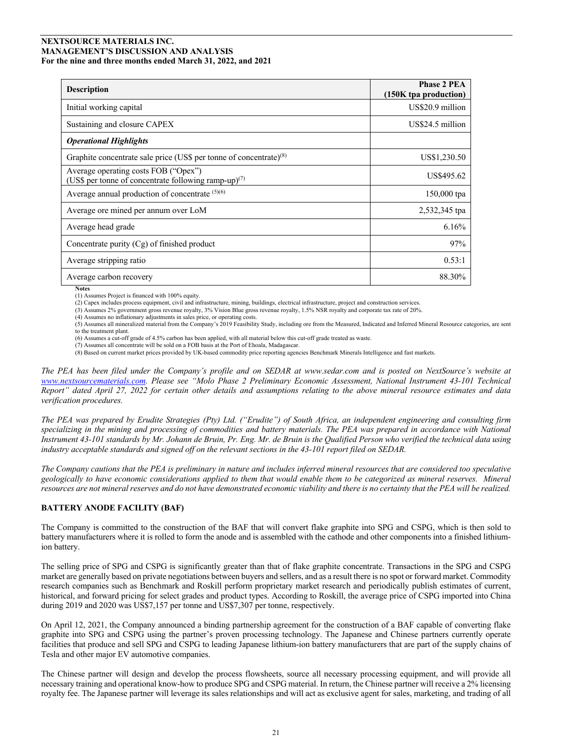| Description | Phase 2 PEA (150K tpa production) |
|---|---|
| Initial working capital | US$20.9 million |
| Sustaining and closure CAPEX | US$24.5 million |
| ***Operational Highlights*** | |
| Graphite concentrate sale price (US$ per tonne of concentrate)[8] | US$1,230.50 |
| Average operating costs FOB ("Opex") (US$ per tonne of concentrate following ramp-up)[7] | US$495.62 |
| Average annual production of concentrate [5][6] | 150,000 tpa |
| Average ore mined per annum over LoM | 2,532,345 tpa |
| Average head grade | 6.16% |
| Concentrate purity (Cg) of finished product | 97% |
| Average stripping ratio | 0.53:1 |
| Average carbon recovery | 88.30% |

**Notes**

(1) Assumes Project is financed with 100% equity.
(2) Capex includes process equipment, civil and infrastructure, mining, buildings, electrical infrastructure, project and construction services.
(3) Assumes 2% government gross revenue royalty, 3% Vision Blue gross revenue royalty, 1.5% NSR royalty and corporate tax rate of 20%.
(4) Assumes no inflationary adjustments in sales price, or operating costs.
(5) Assumes all mineralized material from the Company's 2019 Feasibility Study, including ore from the Measured, Indicated and Inferred Mineral Resource categories, are sent to the treatment plant.
(6) Assumes a cut-off grade of 4.5% carbon has been applied, with all material below this cut-off grade treated as waste.
(7) Assumes all concentrate will be sold on a FOB basis at the Port of Ehoala, Madagascar.
(8) Based on current market prices provided by UK-based commodity price reporting agencies Benchmark Minerals Intelligence and fast markets.

*The PEA has been filed under the Company's profile and on SEDAR at www.sedar.com and is posted on NextSource's website at www.nextsourcematerials.com. Please see "Molo Phase 2 Preliminary Economic Assessment, National Instrument 43-101 Technical Report" dated April 27, 2022 for certain other details and assumptions relating to the above mineral resource estimates and data verification procedures.*

*The PEA was prepared by Erudite Strategies (Pty) Ltd. ("Erudite") of South Africa, an independent engineering and consulting firm specializing in the mining and processing of commodities and battery materials. The PEA was prepared in accordance with National Instrument 43-101 standards by Mr. Johann de Bruin, Pr. Eng. Mr. de Bruin is the Qualified Person who verified the technical data using industry acceptable standards and signed off on the relevant sections in the 43-101 report filed on SEDAR.*

*The Company cautions that the PEA is preliminary in nature and includes inferred mineral resources that are considered too speculative geologically to have economic considerations applied to them that would enable them to be categorized as mineral reserves. Mineral resources are not mineral reserves and do not have demonstrated economic viability and there is no certainty that the PEA will be realized.*

## BATTERY ANODE FACILITY (BAF)

The Company is committed to the construction of the BAF that will convert flake graphite into SPG and CSPG, which is then sold to battery manufacturers where it is rolled to form the anode and is assembled with the cathode and other components into a finished lithium-ion battery.

The selling price of SPG and CSPG is significantly greater than that of flake graphite concentrate. Transactions in the SPG and CSPG market are generally based on private negotiations between buyers and sellers, and as a result there is no spot or forward market. Commodity research companies such as Benchmark and Roskill perform proprietary market research and periodically publish estimates of current, historical, and forward pricing for select grades and product types. According to Roskill, the average price of CSPG imported into China during 2019 and 2020 was US$7,157 per tonne and US$7,307 per tonne, respectively.

On April 12, 2021, the Company announced a binding partnership agreement for the construction of a BAF capable of converting flake graphite into SPG and CSPG using the partner's proven processing technology. The Japanese and Chinese partners currently operate facilities that produce and sell SPG and CSPG to leading Japanese lithium-ion battery manufacturers that are part of the supply chains of Tesla and other major EV automotive companies.

The Chinese partner will design and develop the process flowsheets, source all necessary processing equipment, and will provide all necessary training and operational know-how to produce SPG and CSPG material. In return, the Chinese partner will receive a 2% licensing royalty fee. The Japanese partner will leverage its sales relationships and will act as exclusive agent for sales, marketing, and trading of all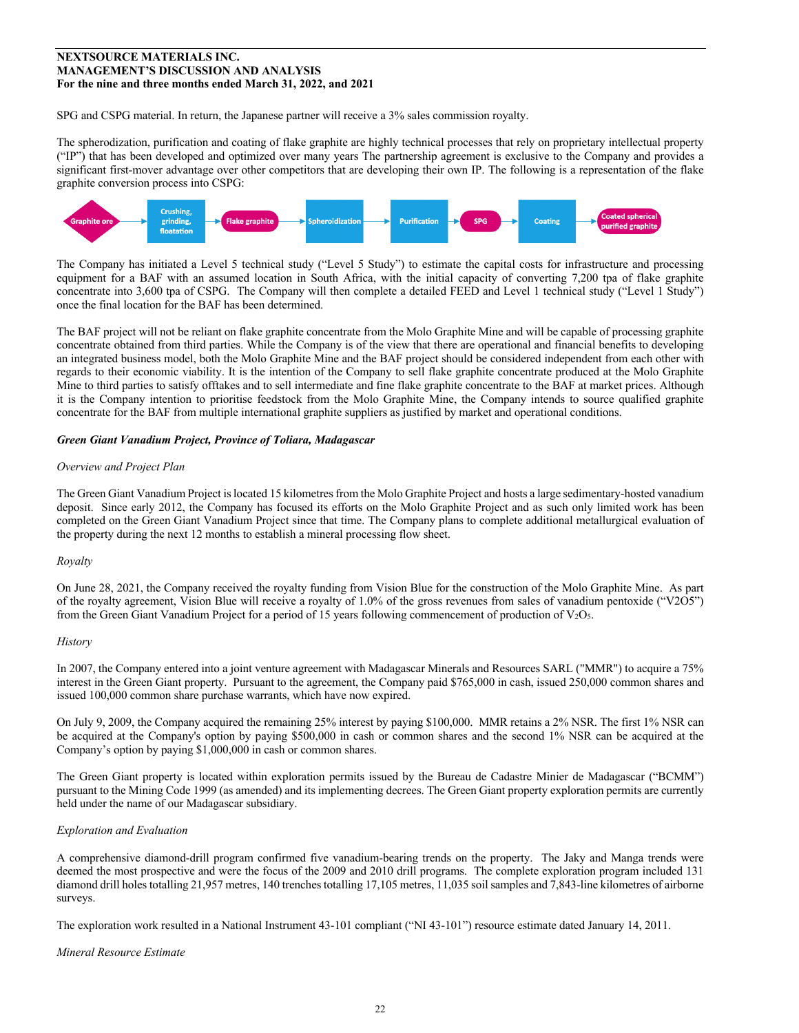SPG and CSPG material. In return, the Japanese partner will receive a 3% sales commission royalty.

The spherodization, purification and coating of flake graphite are highly technical processes that rely on proprietary intellectual property ("IP") that has been developed and optimized over many years The partnership agreement is exclusive to the Company and provides a significant first-mover advantage over other competitors that are developing their own IP. The following is a representation of the flake graphite conversion process into CSPG:

Graphite ore → Crushing, grinding, floatation → Flake graphite → Spheroidization → Purification → SPG → Coating → Coated spherical purified graphite

The Company has initiated a Level 5 technical study ("Level 5 Study") to estimate the capital costs for infrastructure and processing equipment for a BAF with an assumed location in South Africa, with the initial capacity of converting 7,200 tpa of flake graphite concentrate into 3,600 tpa of CSPG. The Company will then complete a detailed FEED and Level 1 technical study ("Level 1 Study") once the final location for the BAF has been determined.

The BAF project will not be reliant on flake graphite concentrate from the Molo Graphite Mine and will be capable of processing graphite concentrate obtained from third parties. While the Company is of the view that there are operational and financial benefits to developing an integrated business model, both the Molo Graphite Mine and the BAF project should be considered independent from each other with regards to their economic viability. It is the intention of the Company to sell flake graphite concentrate produced at the Molo Graphite Mine to third parties to satisfy offtakes and to sell intermediate and fine flake graphite concentrate to the BAF at market prices. Although it is the Company intention to prioritise feedstock from the Molo Graphite Mine, the Company intends to source qualified graphite concentrate for the BAF from multiple international graphite suppliers as justified by market and operational conditions.

***Green Giant Vanadium Project, Province of Toliara, Madagascar***

*Overview and Project Plan*

The Green Giant Vanadium Project is located 15 kilometres from the Molo Graphite Project and hosts a large sedimentary-hosted vanadium deposit. Since early 2012, the Company has focused its efforts on the Molo Graphite Project and as such only limited work has been completed on the Green Giant Vanadium Project since that time. The Company plans to complete additional metallurgical evaluation of the property during the next 12 months to establish a mineral processing flow sheet.

*Royalty*

On June 28, 2021, the Company received the royalty funding from Vision Blue for the construction of the Molo Graphite Mine. As part of the royalty agreement, Vision Blue will receive a royalty of 1.0% of the gross revenues from sales of vanadium pentoxide ("V2O5") from the Green Giant Vanadium Project for a period of 15 years following commencement of production of $V_2O_5$.

*History*

In 2007, the Company entered into a joint venture agreement with Madagascar Minerals and Resources SARL ("MMR") to acquire a 75% interest in the Green Giant property. Pursuant to the agreement, the Company paid $765,000 in cash, issued 250,000 common shares and issued 100,000 common share purchase warrants, which have now expired.

On July 9, 2009, the Company acquired the remaining 25% interest by paying $100,000. MMR retains a 2% NSR. The first 1% NSR can be acquired at the Company's option by paying $500,000 in cash or common shares and the second 1% NSR can be acquired at the Company's option by paying $1,000,000 in cash or common shares.

The Green Giant property is located within exploration permits issued by the Bureau de Cadastre Minier de Madagascar ("BCMM") pursuant to the Mining Code 1999 (as amended) and its implementing decrees. The Green Giant property exploration permits are currently held under the name of our Madagascar subsidiary.

*Exploration and Evaluation*

A comprehensive diamond-drill program confirmed five vanadium-bearing trends on the property. The Jaky and Manga trends were deemed the most prospective and were the focus of the 2009 and 2010 drill programs. The complete exploration program included 131 diamond drill holes totalling 21,957 metres, 140 trenches totalling 17,105 metres, 11,035 soil samples and 7,843-line kilometres of airborne surveys.

The exploration work resulted in a National Instrument 43-101 compliant ("NI 43-101") resource estimate dated January 14, 2011.

*Mineral Resource Estimate*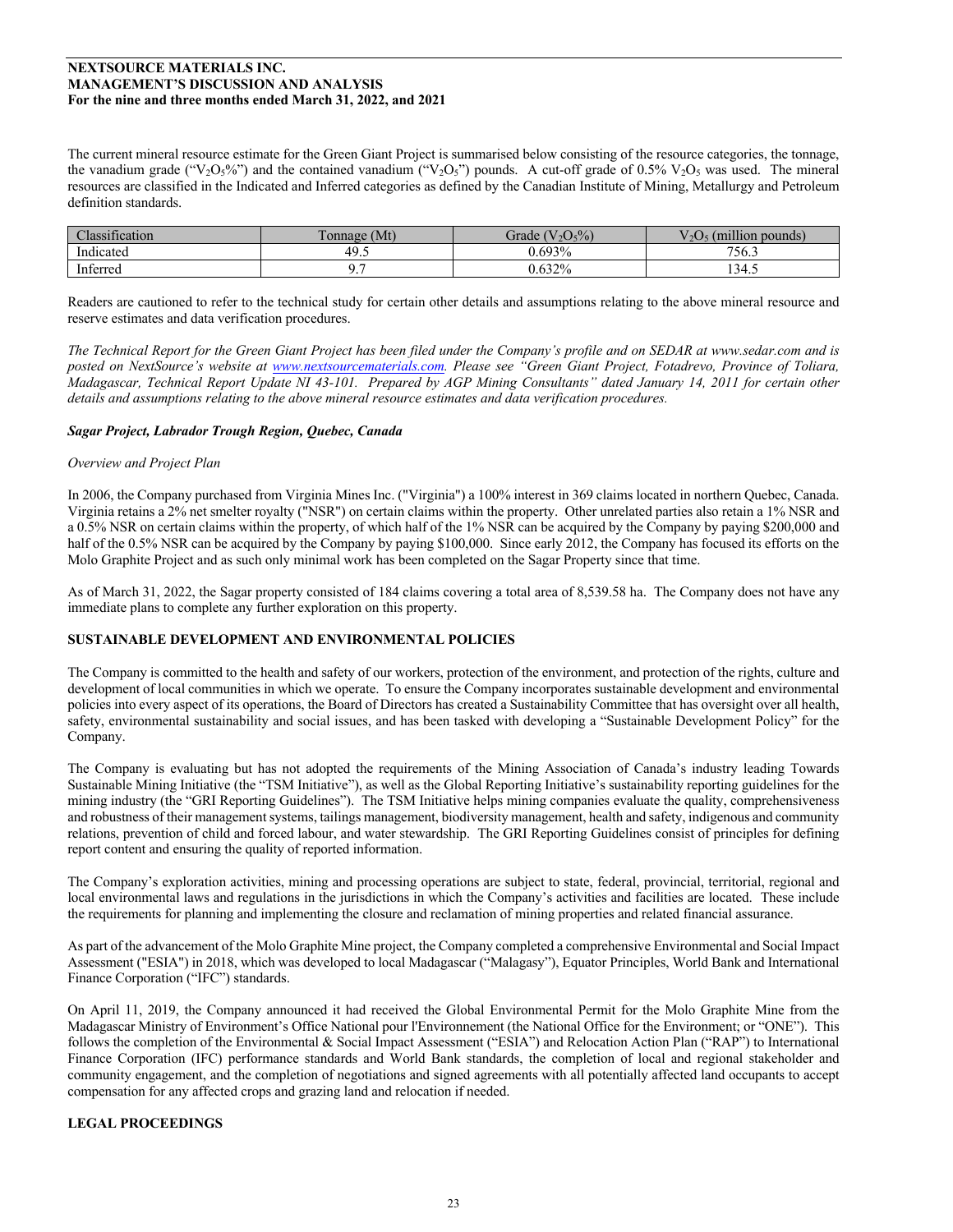The current mineral resource estimate for the Green Giant Project is summarised below consisting of the resource categories, the tonnage, the vanadium grade ("$V_2O_5$%") and the contained vanadium ("$V_2O_5$") pounds. A cut-off grade of 0.5% $V_2O_5$ was used. The mineral resources are classified in the Indicated and Inferred categories as defined by the Canadian Institute of Mining, Metallurgy and Petroleum definition standards.

| Classification | Tonnage (Mt) | Grade ($V_2O_5$%) | $V_2O_5$ (million pounds) |
|---|---|---|---|
| Indicated | 49.5 | 0.693% | 756.3 |
| Inferred | 9.7 | 0.632% | 134.5 |

Readers are cautioned to refer to the technical study for certain other details and assumptions relating to the above mineral resource and reserve estimates and data verification procedures.

*The Technical Report for the Green Giant Project has been filed under the Company's profile and on SEDAR at www.sedar.com and is posted on NextSource's website at [www.nextsourcematerials.com](www.nextsourcematerials.com). Please see "Green Giant Project, Fotadrevo, Province of Toliara, Madagascar, Technical Report Update NI 43-101. Prepared by AGP Mining Consultants" dated January 14, 2011 for certain other details and assumptions relating to the above mineral resource estimates and data verification procedures.*

***Sagar Project, Labrador Trough Region, Quebec, Canada***

*Overview and Project Plan*

In 2006, the Company purchased from Virginia Mines Inc. ("Virginia") a 100% interest in 369 claims located in northern Quebec, Canada. Virginia retains a 2% net smelter royalty ("NSR") on certain claims within the property. Other unrelated parties also retain a 1% NSR and a 0.5% NSR on certain claims within the property, of which half of the 1% NSR can be acquired by the Company by paying $200,000 and half of the 0.5% NSR can be acquired by the Company by paying $100,000. Since early 2012, the Company has focused its efforts on the Molo Graphite Project and as such only minimal work has been completed on the Sagar Property since that time.

As of March 31, 2022, the Sagar property consisted of 184 claims covering a total area of 8,539.58 ha. The Company does not have any immediate plans to complete any further exploration on this property.

## SUSTAINABLE DEVELOPMENT AND ENVIRONMENTAL POLICIES

The Company is committed to the health and safety of our workers, protection of the environment, and protection of the rights, culture and development of local communities in which we operate. To ensure the Company incorporates sustainable development and environmental policies into every aspect of its operations, the Board of Directors has created a Sustainability Committee that has oversight over all health, safety, environmental sustainability and social issues, and has been tasked with developing a "Sustainable Development Policy" for the Company.

The Company is evaluating but has not adopted the requirements of the Mining Association of Canada's industry leading Towards Sustainable Mining Initiative (the "TSM Initiative"), as well as the Global Reporting Initiative's sustainability reporting guidelines for the mining industry (the "GRI Reporting Guidelines"). The TSM Initiative helps mining companies evaluate the quality, comprehensiveness and robustness of their management systems, tailings management, biodiversity management, health and safety, indigenous and community relations, prevention of child and forced labour, and water stewardship. The GRI Reporting Guidelines consist of principles for defining report content and ensuring the quality of reported information.

The Company's exploration activities, mining and processing operations are subject to state, federal, provincial, territorial, regional and local environmental laws and regulations in the jurisdictions in which the Company's activities and facilities are located. These include the requirements for planning and implementing the closure and reclamation of mining properties and related financial assurance.

As part of the advancement of the Molo Graphite Mine project, the Company completed a comprehensive Environmental and Social Impact Assessment ("ESIA") in 2018, which was developed to local Madagascar ("Malagasy"), Equator Principles, World Bank and International Finance Corporation ("IFC") standards.

On April 11, 2019, the Company announced it had received the Global Environmental Permit for the Molo Graphite Mine from the Madagascar Ministry of Environment's Office National pour l'Environnement (the National Office for the Environment; or "ONE"). This follows the completion of the Environmental & Social Impact Assessment ("ESIA") and Relocation Action Plan ("RAP") to International Finance Corporation (IFC) performance standards and World Bank standards, the completion of local and regional stakeholder and community engagement, and the completion of negotiations and signed agreements with all potentially affected land occupants to accept compensation for any affected crops and grazing land and relocation if needed.

## LEGAL PROCEEDINGS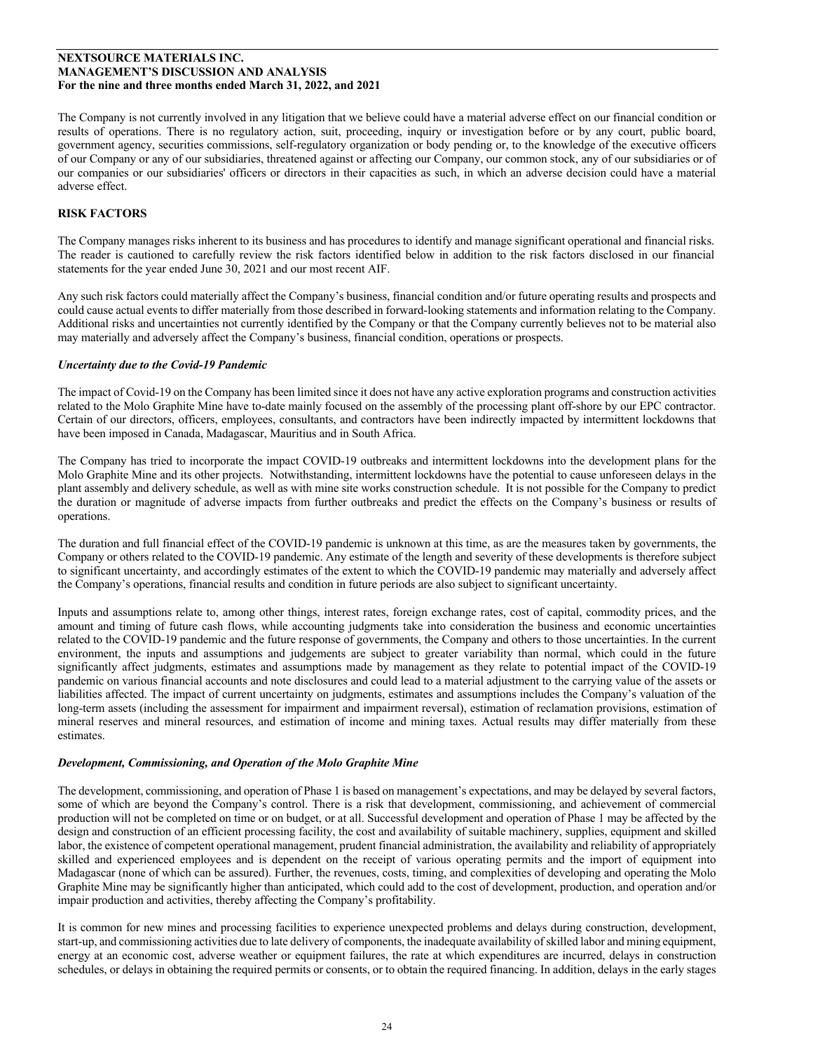The Company is not currently involved in any litigation that we believe could have a material adverse effect on our financial condition or results of operations. There is no regulatory action, suit, proceeding, inquiry or investigation before or by any court, public board, government agency, securities commissions, self-regulatory organization or body pending or, to the knowledge of the executive officers of our Company or any of our subsidiaries, threatened against or affecting our Company, our common stock, any of our subsidiaries or of our companies or our subsidiaries' officers or directors in their capacities as such, in which an adverse decision could have a material adverse effect.

## RISK FACTORS

The Company manages risks inherent to its business and has procedures to identify and manage significant operational and financial risks. The reader is cautioned to carefully review the risk factors identified below in addition to the risk factors disclosed in our financial statements for the year ended June 30, 2021 and our most recent AIF.

Any such risk factors could materially affect the Company's business, financial condition and/or future operating results and prospects and could cause actual events to differ materially from those described in forward-looking statements and information relating to the Company. Additional risks and uncertainties not currently identified by the Company or that the Company currently believes not to be material also may materially and adversely affect the Company's business, financial condition, operations or prospects.

### *Uncertainty due to the Covid-19 Pandemic*

The impact of Covid-19 on the Company has been limited since it does not have any active exploration programs and construction activities related to the Molo Graphite Mine have to-date mainly focused on the assembly of the processing plant off-shore by our EPC contractor. Certain of our directors, officers, employees, consultants, and contractors have been indirectly impacted by intermittent lockdowns that have been imposed in Canada, Madagascar, Mauritius and in South Africa.

The Company has tried to incorporate the impact COVID-19 outbreaks and intermittent lockdowns into the development plans for the Molo Graphite Mine and its other projects. Notwithstanding, intermittent lockdowns have the potential to cause unforeseen delays in the plant assembly and delivery schedule, as well as with mine site works construction schedule. It is not possible for the Company to predict the duration or magnitude of adverse impacts from further outbreaks and predict the effects on the Company's business or results of operations.

The duration and full financial effect of the COVID-19 pandemic is unknown at this time, as are the measures taken by governments, the Company or others related to the COVID-19 pandemic. Any estimate of the length and severity of these developments is therefore subject to significant uncertainty, and accordingly estimates of the extent to which the COVID-19 pandemic may materially and adversely affect the Company's operations, financial results and condition in future periods are also subject to significant uncertainty.

Inputs and assumptions relate to, among other things, interest rates, foreign exchange rates, cost of capital, commodity prices, and the amount and timing of future cash flows, while accounting judgments take into consideration the business and economic uncertainties related to the COVID-19 pandemic and the future response of governments, the Company and others to those uncertainties. In the current environment, the inputs and assumptions and judgements are subject to greater variability than normal, which could in the future significantly affect judgments, estimates and assumptions made by management as they relate to potential impact of the COVID-19 pandemic on various financial accounts and note disclosures and could lead to a material adjustment to the carrying value of the assets or liabilities affected. The impact of current uncertainty on judgments, estimates and assumptions includes the Company's valuation of the long-term assets (including the assessment for impairment and impairment reversal), estimation of reclamation provisions, estimation of mineral reserves and mineral resources, and estimation of income and mining taxes. Actual results may differ materially from these estimates.

### *Development, Commissioning, and Operation of the Molo Graphite Mine*

The development, commissioning, and operation of Phase 1 is based on management's expectations, and may be delayed by several factors, some of which are beyond the Company's control. There is a risk that development, commissioning, and achievement of commercial production will not be completed on time or on budget, or at all. Successful development and operation of Phase 1 may be affected by the design and construction of an efficient processing facility, the cost and availability of suitable machinery, supplies, equipment and skilled labor, the existence of competent operational management, prudent financial administration, the availability and reliability of appropriately skilled and experienced employees and is dependent on the receipt of various operating permits and the import of equipment into Madagascar (none of which can be assured). Further, the revenues, costs, timing, and complexities of developing and operating the Molo Graphite Mine may be significantly higher than anticipated, which could add to the cost of development, production, and operation and/or impair production and activities, thereby affecting the Company's profitability.

It is common for new mines and processing facilities to experience unexpected problems and delays during construction, development, start-up, and commissioning activities due to late delivery of components, the inadequate availability of skilled labor and mining equipment, energy at an economic cost, adverse weather or equipment failures, the rate at which expenditures are incurred, delays in construction schedules, or delays in obtaining the required permits or consents, or to obtain the required financing. In addition, delays in the early stages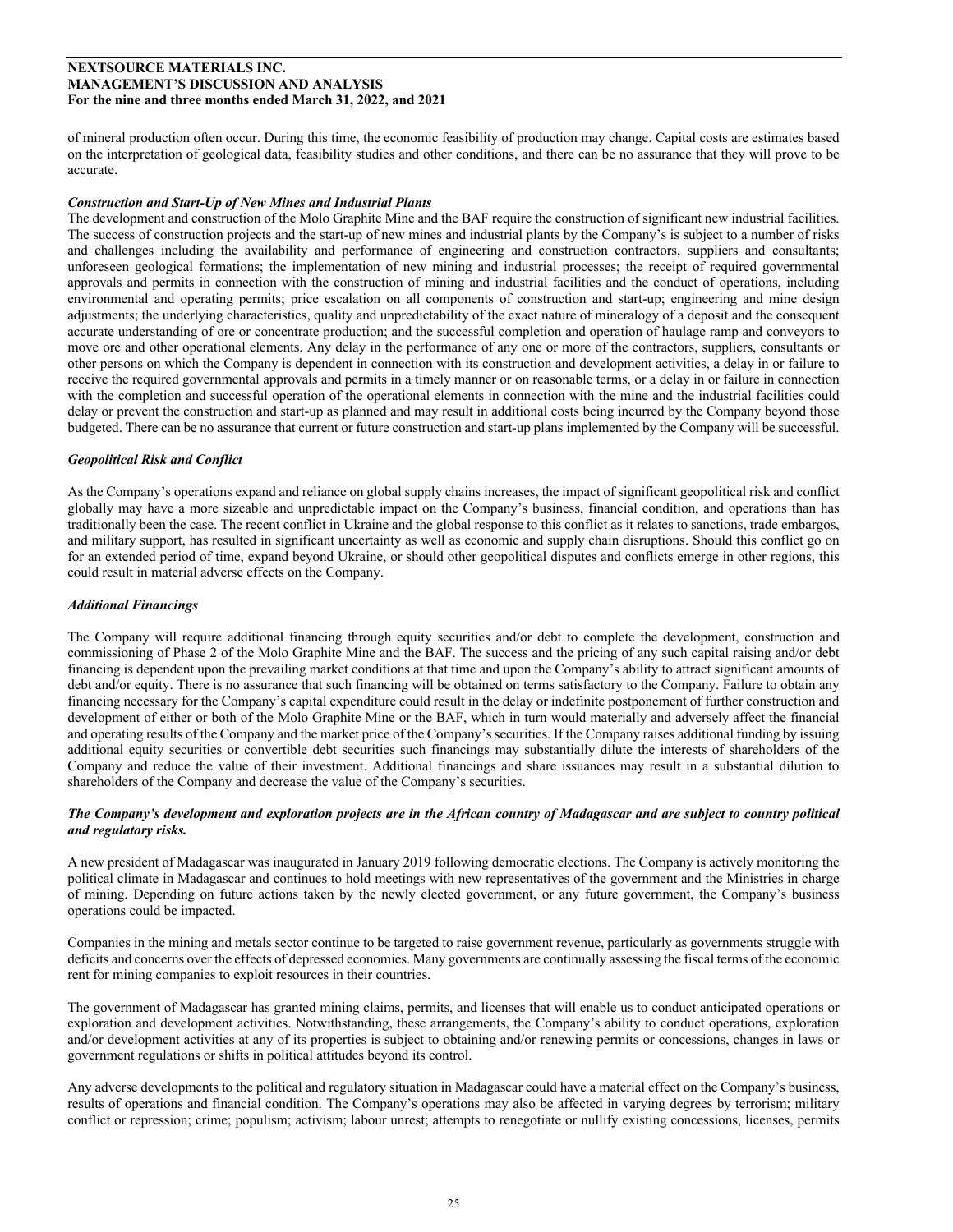of mineral production often occur. During this time, the economic feasibility of production may change. Capital costs are estimates based on the interpretation of geological data, feasibility studies and other conditions, and there can be no assurance that they will prove to be accurate.

***Construction and Start-Up of New Mines and Industrial Plants***

The development and construction of the Molo Graphite Mine and the BAF require the construction of significant new industrial facilities. The success of construction projects and the start-up of new mines and industrial plants by the Company's is subject to a number of risks and challenges including the availability and performance of engineering and construction contractors, suppliers and consultants; unforeseen geological formations; the implementation of new mining and industrial processes; the receipt of required governmental approvals and permits in connection with the construction of mining and industrial facilities and the conduct of operations, including environmental and operating permits; price escalation on all components of construction and start-up; engineering and mine design adjustments; the underlying characteristics, quality and unpredictability of the exact nature of mineralogy of a deposit and the consequent accurate understanding of ore or concentrate production; and the successful completion and operation of haulage ramp and conveyors to move ore and other operational elements. Any delay in the performance of any one or more of the contractors, suppliers, consultants or other persons on which the Company is dependent in connection with its construction and development activities, a delay in or failure to receive the required governmental approvals and permits in a timely manner or on reasonable terms, or a delay in or failure in connection with the completion and successful operation of the operational elements in connection with the mine and the industrial facilities could delay or prevent the construction and start-up as planned and may result in additional costs being incurred by the Company beyond those budgeted. There can be no assurance that current or future construction and start-up plans implemented by the Company will be successful.

***Geopolitical Risk and Conflict***

As the Company's operations expand and reliance on global supply chains increases, the impact of significant geopolitical risk and conflict globally may have a more sizeable and unpredictable impact on the Company's business, financial condition, and operations than has traditionally been the case. The recent conflict in Ukraine and the global response to this conflict as it relates to sanctions, trade embargos, and military support, has resulted in significant uncertainty as well as economic and supply chain disruptions. Should this conflict go on for an extended period of time, expand beyond Ukraine, or should other geopolitical disputes and conflicts emerge in other regions, this could result in material adverse effects on the Company.

***Additional Financings***

The Company will require additional financing through equity securities and/or debt to complete the development, construction and commissioning of Phase 2 of the Molo Graphite Mine and the BAF. The success and the pricing of any such capital raising and/or debt financing is dependent upon the prevailing market conditions at that time and upon the Company's ability to attract significant amounts of debt and/or equity. There is no assurance that such financing will be obtained on terms satisfactory to the Company. Failure to obtain any financing necessary for the Company's capital expenditure could result in the delay or indefinite postponement of further construction and development of either or both of the Molo Graphite Mine or the BAF, which in turn would materially and adversely affect the financial and operating results of the Company and the market price of the Company's securities. If the Company raises additional funding by issuing additional equity securities or convertible debt securities such financings may substantially dilute the interests of shareholders of the Company and reduce the value of their investment. Additional financings and share issuances may result in a substantial dilution to shareholders of the Company and decrease the value of the Company's securities.

***The Company's development and exploration projects are in the African country of Madagascar and are subject to country political and regulatory risks.***

A new president of Madagascar was inaugurated in January 2019 following democratic elections. The Company is actively monitoring the political climate in Madagascar and continues to hold meetings with new representatives of the government and the Ministries in charge of mining. Depending on future actions taken by the newly elected government, or any future government, the Company's business operations could be impacted.

Companies in the mining and metals sector continue to be targeted to raise government revenue, particularly as governments struggle with deficits and concerns over the effects of depressed economies. Many governments are continually assessing the fiscal terms of the economic rent for mining companies to exploit resources in their countries.

The government of Madagascar has granted mining claims, permits, and licenses that will enable us to conduct anticipated operations or exploration and development activities. Notwithstanding, these arrangements, the Company's ability to conduct operations, exploration and/or development activities at any of its properties is subject to obtaining and/or renewing permits or concessions, changes in laws or government regulations or shifts in political attitudes beyond its control.

Any adverse developments to the political and regulatory situation in Madagascar could have a material effect on the Company's business, results of operations and financial condition. The Company's operations may also be affected in varying degrees by terrorism; military conflict or repression; crime; populism; activism; labour unrest; attempts to renegotiate or nullify existing concessions, licenses, permits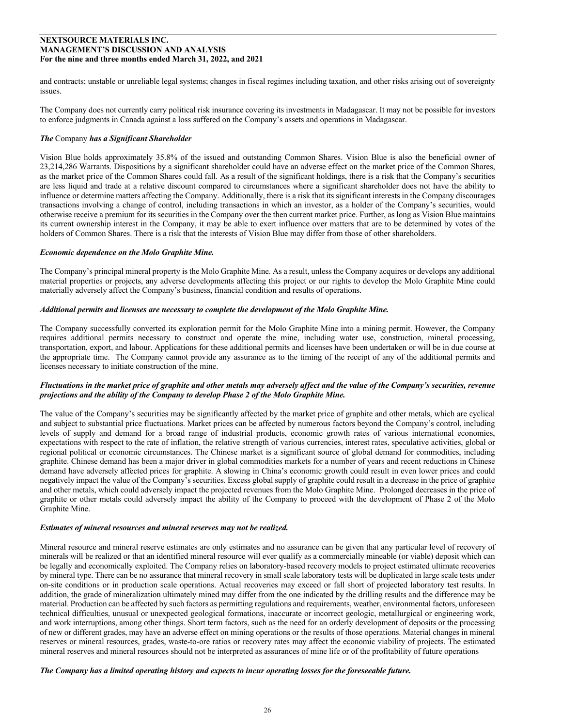and contracts; unstable or unreliable legal systems; changes in fiscal regimes including taxation, and other risks arising out of sovereignty issues.

The Company does not currently carry political risk insurance covering its investments in Madagascar. It may not be possible for investors to enforce judgments in Canada against a loss suffered on the Company's assets and operations in Madagascar.

***The* Company *has a Significant Shareholder***

Vision Blue holds approximately 35.8% of the issued and outstanding Common Shares. Vision Blue is also the beneficial owner of 23,214,286 Warrants. Dispositions by a significant shareholder could have an adverse effect on the market price of the Common Shares, as the market price of the Common Shares could fall. As a result of the significant holdings, there is a risk that the Company's securities are less liquid and trade at a relative discount compared to circumstances where a significant shareholder does not have the ability to influence or determine matters affecting the Company. Additionally, there is a risk that its significant interests in the Company discourages transactions involving a change of control, including transactions in which an investor, as a holder of the Company's securities, would otherwise receive a premium for its securities in the Company over the then current market price. Further, as long as Vision Blue maintains its current ownership interest in the Company, it may be able to exert influence over matters that are to be determined by votes of the holders of Common Shares. There is a risk that the interests of Vision Blue may differ from those of other shareholders.

***Economic dependence on the Molo Graphite Mine.***

The Company's principal mineral property is the Molo Graphite Mine. As a result, unless the Company acquires or develops any additional material properties or projects, any adverse developments affecting this project or our rights to develop the Molo Graphite Mine could materially adversely affect the Company's business, financial condition and results of operations.

***Additional permits and licenses are necessary to complete the development of the Molo Graphite Mine.***

The Company successfully converted its exploration permit for the Molo Graphite Mine into a mining permit. However, the Company requires additional permits necessary to construct and operate the mine, including water use, construction, mineral processing, transportation, export, and labour. Applications for these additional permits and licenses have been undertaken or will be in due course at the appropriate time. The Company cannot provide any assurance as to the timing of the receipt of any of the additional permits and licenses necessary to initiate construction of the mine.

***Fluctuations in the market price of graphite and other metals may adversely affect and the value of the Company's securities, revenue projections and the ability of the Company to develop Phase 2 of the Molo Graphite Mine.***

The value of the Company's securities may be significantly affected by the market price of graphite and other metals, which are cyclical and subject to substantial price fluctuations. Market prices can be affected by numerous factors beyond the Company's control, including levels of supply and demand for a broad range of industrial products, economic growth rates of various international economies, expectations with respect to the rate of inflation, the relative strength of various currencies, interest rates, speculative activities, global or regional political or economic circumstances. The Chinese market is a significant source of global demand for commodities, including graphite. Chinese demand has been a major driver in global commodities markets for a number of years and recent reductions in Chinese demand have adversely affected prices for graphite. A slowing in China's economic growth could result in even lower prices and could negatively impact the value of the Company's securities. Excess global supply of graphite could result in a decrease in the price of graphite and other metals, which could adversely impact the projected revenues from the Molo Graphite Mine. Prolonged decreases in the price of graphite or other metals could adversely impact the ability of the Company to proceed with the development of Phase 2 of the Molo Graphite Mine.

***Estimates of mineral resources and mineral reserves may not be realized.***

Mineral resource and mineral reserve estimates are only estimates and no assurance can be given that any particular level of recovery of minerals will be realized or that an identified mineral resource will ever qualify as a commercially mineable (or viable) deposit which can be legally and economically exploited. The Company relies on laboratory-based recovery models to project estimated ultimate recoveries by mineral type. There can be no assurance that mineral recovery in small scale laboratory tests will be duplicated in large scale tests under on-site conditions or in production scale operations. Actual recoveries may exceed or fall short of projected laboratory test results. In addition, the grade of mineralization ultimately mined may differ from the one indicated by the drilling results and the difference may be material. Production can be affected by such factors as permitting regulations and requirements, weather, environmental factors, unforeseen technical difficulties, unusual or unexpected geological formations, inaccurate or incorrect geologic, metallurgical or engineering work, and work interruptions, among other things. Short term factors, such as the need for an orderly development of deposits or the processing of new or different grades, may have an adverse effect on mining operations or the results of those operations. Material changes in mineral reserves or mineral resources, grades, waste-to-ore ratios or recovery rates may affect the economic viability of projects. The estimated mineral reserves and mineral resources should not be interpreted as assurances of mine life or of the profitability of future operations

***The Company has a limited operating history and expects to incur operating losses for the foreseeable future.***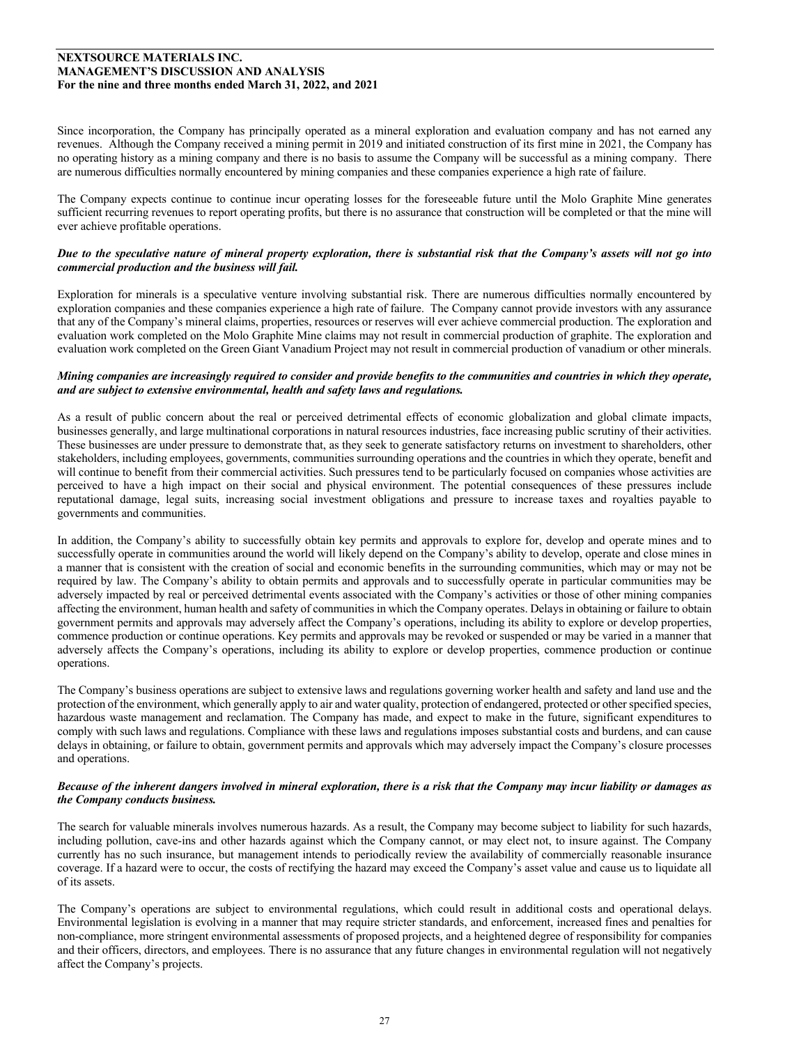Since incorporation, the Company has principally operated as a mineral exploration and evaluation company and has not earned any revenues. Although the Company received a mining permit in 2019 and initiated construction of its first mine in 2021, the Company has no operating history as a mining company and there is no basis to assume the Company will be successful as a mining company. There are numerous difficulties normally encountered by mining companies and these companies experience a high rate of failure.

The Company expects continue to continue incur operating losses for the foreseeable future until the Molo Graphite Mine generates sufficient recurring revenues to report operating profits, but there is no assurance that construction will be completed or that the mine will ever achieve profitable operations.

***Due to the speculative nature of mineral property exploration, there is substantial risk that the Company's assets will not go into commercial production and the business will fail.***

Exploration for minerals is a speculative venture involving substantial risk. There are numerous difficulties normally encountered by exploration companies and these companies experience a high rate of failure. The Company cannot provide investors with any assurance that any of the Company's mineral claims, properties, resources or reserves will ever achieve commercial production. The exploration and evaluation work completed on the Molo Graphite Mine claims may not result in commercial production of graphite. The exploration and evaluation work completed on the Green Giant Vanadium Project may not result in commercial production of vanadium or other minerals.

***Mining companies are increasingly required to consider and provide benefits to the communities and countries in which they operate, and are subject to extensive environmental, health and safety laws and regulations.***

As a result of public concern about the real or perceived detrimental effects of economic globalization and global climate impacts, businesses generally, and large multinational corporations in natural resources industries, face increasing public scrutiny of their activities. These businesses are under pressure to demonstrate that, as they seek to generate satisfactory returns on investment to shareholders, other stakeholders, including employees, governments, communities surrounding operations and the countries in which they operate, benefit and will continue to benefit from their commercial activities. Such pressures tend to be particularly focused on companies whose activities are perceived to have a high impact on their social and physical environment. The potential consequences of these pressures include reputational damage, legal suits, increasing social investment obligations and pressure to increase taxes and royalties payable to governments and communities.

In addition, the Company's ability to successfully obtain key permits and approvals to explore for, develop and operate mines and to successfully operate in communities around the world will likely depend on the Company's ability to develop, operate and close mines in a manner that is consistent with the creation of social and economic benefits in the surrounding communities, which may or may not be required by law. The Company's ability to obtain permits and approvals and to successfully operate in particular communities may be adversely impacted by real or perceived detrimental events associated with the Company's activities or those of other mining companies affecting the environment, human health and safety of communities in which the Company operates. Delays in obtaining or failure to obtain government permits and approvals may adversely affect the Company's operations, including its ability to explore or develop properties, commence production or continue operations. Key permits and approvals may be revoked or suspended or may be varied in a manner that adversely affects the Company's operations, including its ability to explore or develop properties, commence production or continue operations.

The Company's business operations are subject to extensive laws and regulations governing worker health and safety and land use and the protection of the environment, which generally apply to air and water quality, protection of endangered, protected or other specified species, hazardous waste management and reclamation. The Company has made, and expect to make in the future, significant expenditures to comply with such laws and regulations. Compliance with these laws and regulations imposes substantial costs and burdens, and can cause delays in obtaining, or failure to obtain, government permits and approvals which may adversely impact the Company's closure processes and operations.

***Because of the inherent dangers involved in mineral exploration, there is a risk that the Company may incur liability or damages as the Company conducts business.***

The search for valuable minerals involves numerous hazards. As a result, the Company may become subject to liability for such hazards, including pollution, cave-ins and other hazards against which the Company cannot, or may elect not, to insure against. The Company currently has no such insurance, but management intends to periodically review the availability of commercially reasonable insurance coverage. If a hazard were to occur, the costs of rectifying the hazard may exceed the Company's asset value and cause us to liquidate all of its assets.

The Company's operations are subject to environmental regulations, which could result in additional costs and operational delays. Environmental legislation is evolving in a manner that may require stricter standards, and enforcement, increased fines and penalties for non-compliance, more stringent environmental assessments of proposed projects, and a heightened degree of responsibility for companies and their officers, directors, and employees. There is no assurance that any future changes in environmental regulation will not negatively affect the Company's projects.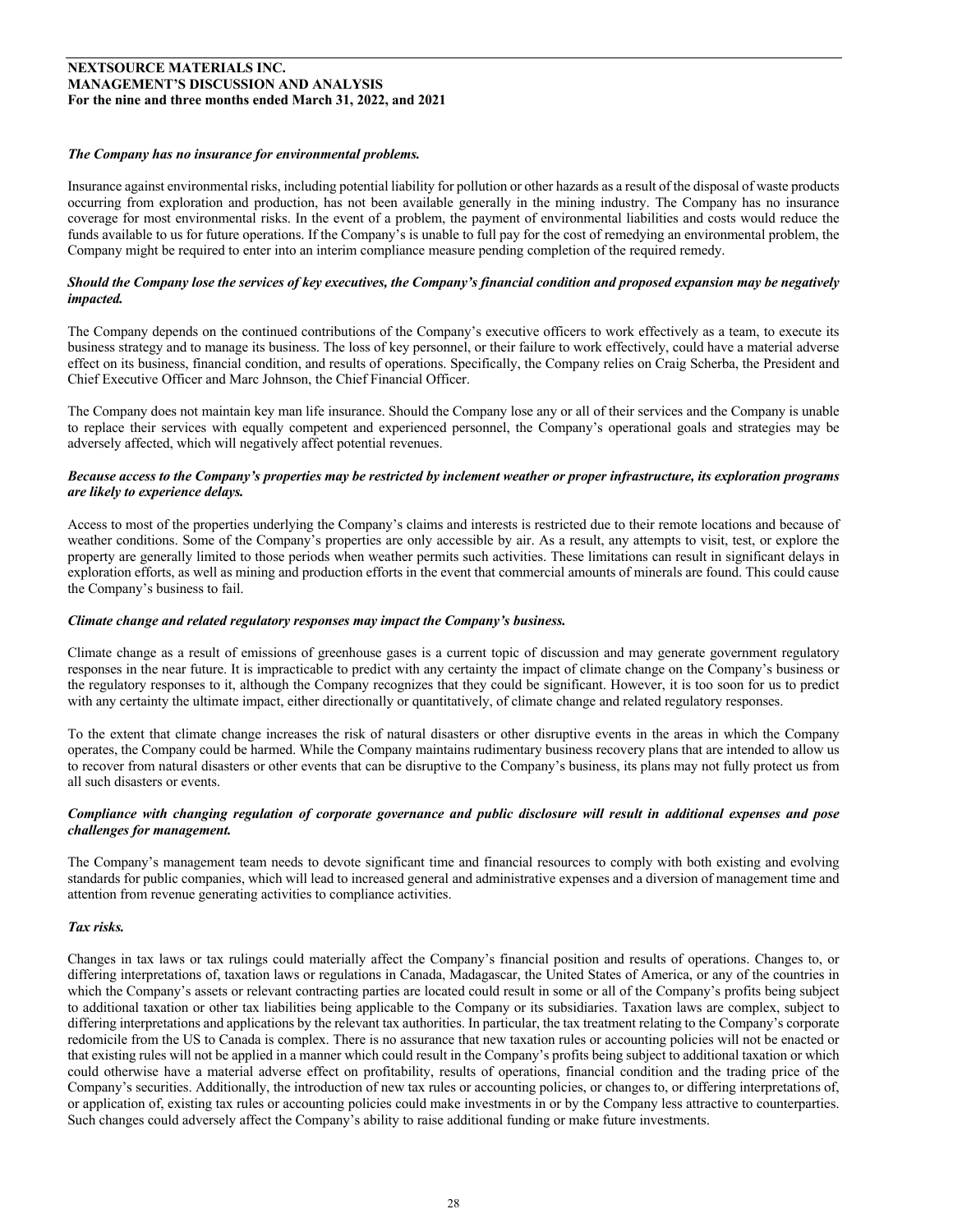***The Company has no insurance for environmental problems.***

Insurance against environmental risks, including potential liability for pollution or other hazards as a result of the disposal of waste products occurring from exploration and production, has not been available generally in the mining industry. The Company has no insurance coverage for most environmental risks. In the event of a problem, the payment of environmental liabilities and costs would reduce the funds available to us for future operations. If the Company's is unable to full pay for the cost of remedying an environmental problem, the Company might be required to enter into an interim compliance measure pending completion of the required remedy.

***Should the Company lose the services of key executives, the Company's financial condition and proposed expansion may be negatively impacted.***

The Company depends on the continued contributions of the Company's executive officers to work effectively as a team, to execute its business strategy and to manage its business. The loss of key personnel, or their failure to work effectively, could have a material adverse effect on its business, financial condition, and results of operations. Specifically, the Company relies on Craig Scherba, the President and Chief Executive Officer and Marc Johnson, the Chief Financial Officer.

The Company does not maintain key man life insurance. Should the Company lose any or all of their services and the Company is unable to replace their services with equally competent and experienced personnel, the Company's operational goals and strategies may be adversely affected, which will negatively affect potential revenues.

***Because access to the Company's properties may be restricted by inclement weather or proper infrastructure, its exploration programs are likely to experience delays.***

Access to most of the properties underlying the Company's claims and interests is restricted due to their remote locations and because of weather conditions. Some of the Company's properties are only accessible by air. As a result, any attempts to visit, test, or explore the property are generally limited to those periods when weather permits such activities. These limitations can result in significant delays in exploration efforts, as well as mining and production efforts in the event that commercial amounts of minerals are found. This could cause the Company's business to fail.

***Climate change and related regulatory responses may impact the Company's business.***

Climate change as a result of emissions of greenhouse gases is a current topic of discussion and may generate government regulatory responses in the near future. It is impracticable to predict with any certainty the impact of climate change on the Company's business or the regulatory responses to it, although the Company recognizes that they could be significant. However, it is too soon for us to predict with any certainty the ultimate impact, either directionally or quantitatively, of climate change and related regulatory responses.

To the extent that climate change increases the risk of natural disasters or other disruptive events in the areas in which the Company operates, the Company could be harmed. While the Company maintains rudimentary business recovery plans that are intended to allow us to recover from natural disasters or other events that can be disruptive to the Company's business, its plans may not fully protect us from all such disasters or events.

***Compliance with changing regulation of corporate governance and public disclosure will result in additional expenses and pose challenges for management.***

The Company's management team needs to devote significant time and financial resources to comply with both existing and evolving standards for public companies, which will lead to increased general and administrative expenses and a diversion of management time and attention from revenue generating activities to compliance activities.

***Tax risks.***

Changes in tax laws or tax rulings could materially affect the Company's financial position and results of operations. Changes to, or differing interpretations of, taxation laws or regulations in Canada, Madagascar, the United States of America, or any of the countries in which the Company's assets or relevant contracting parties are located could result in some or all of the Company's profits being subject to additional taxation or other tax liabilities being applicable to the Company or its subsidiaries. Taxation laws are complex, subject to differing interpretations and applications by the relevant tax authorities. In particular, the tax treatment relating to the Company's corporate redomicile from the US to Canada is complex. There is no assurance that new taxation rules or accounting policies will not be enacted or that existing rules will not be applied in a manner which could result in the Company's profits being subject to additional taxation or which could otherwise have a material adverse effect on profitability, results of operations, financial condition and the trading price of the Company's securities. Additionally, the introduction of new tax rules or accounting policies, or changes to, or differing interpretations of, or application of, existing tax rules or accounting policies could make investments in or by the Company less attractive to counterparties. Such changes could adversely affect the Company's ability to raise additional funding or make future investments.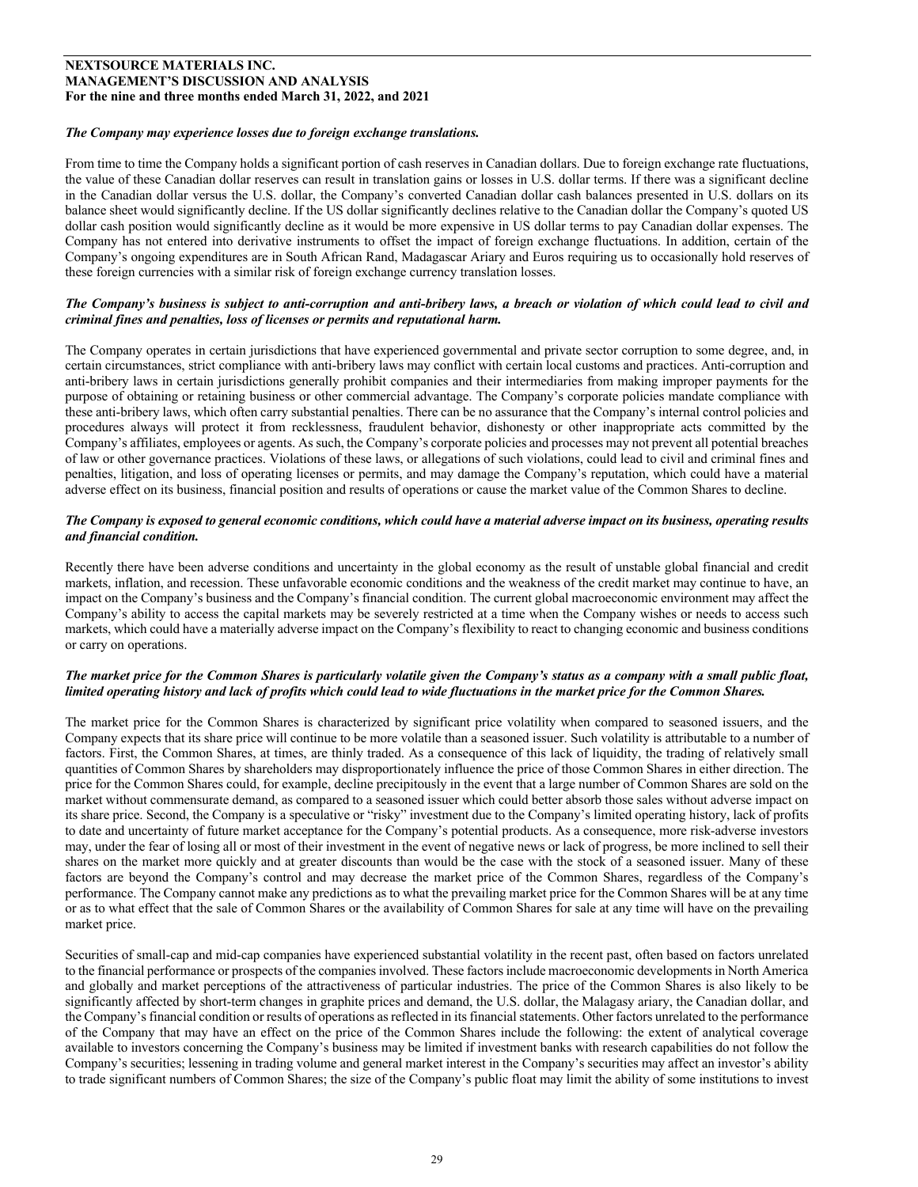***The Company may experience losses due to foreign exchange translations.***

From time to time the Company holds a significant portion of cash reserves in Canadian dollars. Due to foreign exchange rate fluctuations, the value of these Canadian dollar reserves can result in translation gains or losses in U.S. dollar terms. If there was a significant decline in the Canadian dollar versus the U.S. dollar, the Company's converted Canadian dollar cash balances presented in U.S. dollars on its balance sheet would significantly decline. If the US dollar significantly declines relative to the Canadian dollar the Company's quoted US dollar cash position would significantly decline as it would be more expensive in US dollar terms to pay Canadian dollar expenses. The Company has not entered into derivative instruments to offset the impact of foreign exchange fluctuations. In addition, certain of the Company's ongoing expenditures are in South African Rand, Madagascar Ariary and Euros requiring us to occasionally hold reserves of these foreign currencies with a similar risk of foreign exchange currency translation losses.

***The Company's business is subject to anti-corruption and anti-bribery laws, a breach or violation of which could lead to civil and criminal fines and penalties, loss of licenses or permits and reputational harm.***

The Company operates in certain jurisdictions that have experienced governmental and private sector corruption to some degree, and, in certain circumstances, strict compliance with anti-bribery laws may conflict with certain local customs and practices. Anti-corruption and anti-bribery laws in certain jurisdictions generally prohibit companies and their intermediaries from making improper payments for the purpose of obtaining or retaining business or other commercial advantage. The Company's corporate policies mandate compliance with these anti-bribery laws, which often carry substantial penalties. There can be no assurance that the Company's internal control policies and procedures always will protect it from recklessness, fraudulent behavior, dishonesty or other inappropriate acts committed by the Company's affiliates, employees or agents. As such, the Company's corporate policies and processes may not prevent all potential breaches of law or other governance practices. Violations of these laws, or allegations of such violations, could lead to civil and criminal fines and penalties, litigation, and loss of operating licenses or permits, and may damage the Company's reputation, which could have a material adverse effect on its business, financial position and results of operations or cause the market value of the Common Shares to decline.

***The Company is exposed to general economic conditions, which could have a material adverse impact on its business, operating results and financial condition.***

Recently there have been adverse conditions and uncertainty in the global economy as the result of unstable global financial and credit markets, inflation, and recession. These unfavorable economic conditions and the weakness of the credit market may continue to have, an impact on the Company's business and the Company's financial condition. The current global macroeconomic environment may affect the Company's ability to access the capital markets may be severely restricted at a time when the Company wishes or needs to access such markets, which could have a materially adverse impact on the Company's flexibility to react to changing economic and business conditions or carry on operations.

***The market price for the Common Shares is particularly volatile given the Company's status as a company with a small public float, limited operating history and lack of profits which could lead to wide fluctuations in the market price for the Common Shares.***

The market price for the Common Shares is characterized by significant price volatility when compared to seasoned issuers, and the Company expects that its share price will continue to be more volatile than a seasoned issuer. Such volatility is attributable to a number of factors. First, the Common Shares, at times, are thinly traded. As a consequence of this lack of liquidity, the trading of relatively small quantities of Common Shares by shareholders may disproportionately influence the price of those Common Shares in either direction. The price for the Common Shares could, for example, decline precipitously in the event that a large number of Common Shares are sold on the market without commensurate demand, as compared to a seasoned issuer which could better absorb those sales without adverse impact on its share price. Second, the Company is a speculative or "risky" investment due to the Company's limited operating history, lack of profits to date and uncertainty of future market acceptance for the Company's potential products. As a consequence, more risk-adverse investors may, under the fear of losing all or most of their investment in the event of negative news or lack of progress, be more inclined to sell their shares on the market more quickly and at greater discounts than would be the case with the stock of a seasoned issuer. Many of these factors are beyond the Company's control and may decrease the market price of the Common Shares, regardless of the Company's performance. The Company cannot make any predictions as to what the prevailing market price for the Common Shares will be at any time or as to what effect that the sale of Common Shares or the availability of Common Shares for sale at any time will have on the prevailing market price.

Securities of small-cap and mid-cap companies have experienced substantial volatility in the recent past, often based on factors unrelated to the financial performance or prospects of the companies involved. These factors include macroeconomic developments in North America and globally and market perceptions of the attractiveness of particular industries. The price of the Common Shares is also likely to be significantly affected by short-term changes in graphite prices and demand, the U.S. dollar, the Malagasy ariary, the Canadian dollar, and the Company's financial condition or results of operations as reflected in its financial statements. Other factors unrelated to the performance of the Company that may have an effect on the price of the Common Shares include the following: the extent of analytical coverage available to investors concerning the Company's business may be limited if investment banks with research capabilities do not follow the Company's securities; lessening in trading volume and general market interest in the Company's securities may affect an investor's ability to trade significant numbers of Common Shares; the size of the Company's public float may limit the ability of some institutions to invest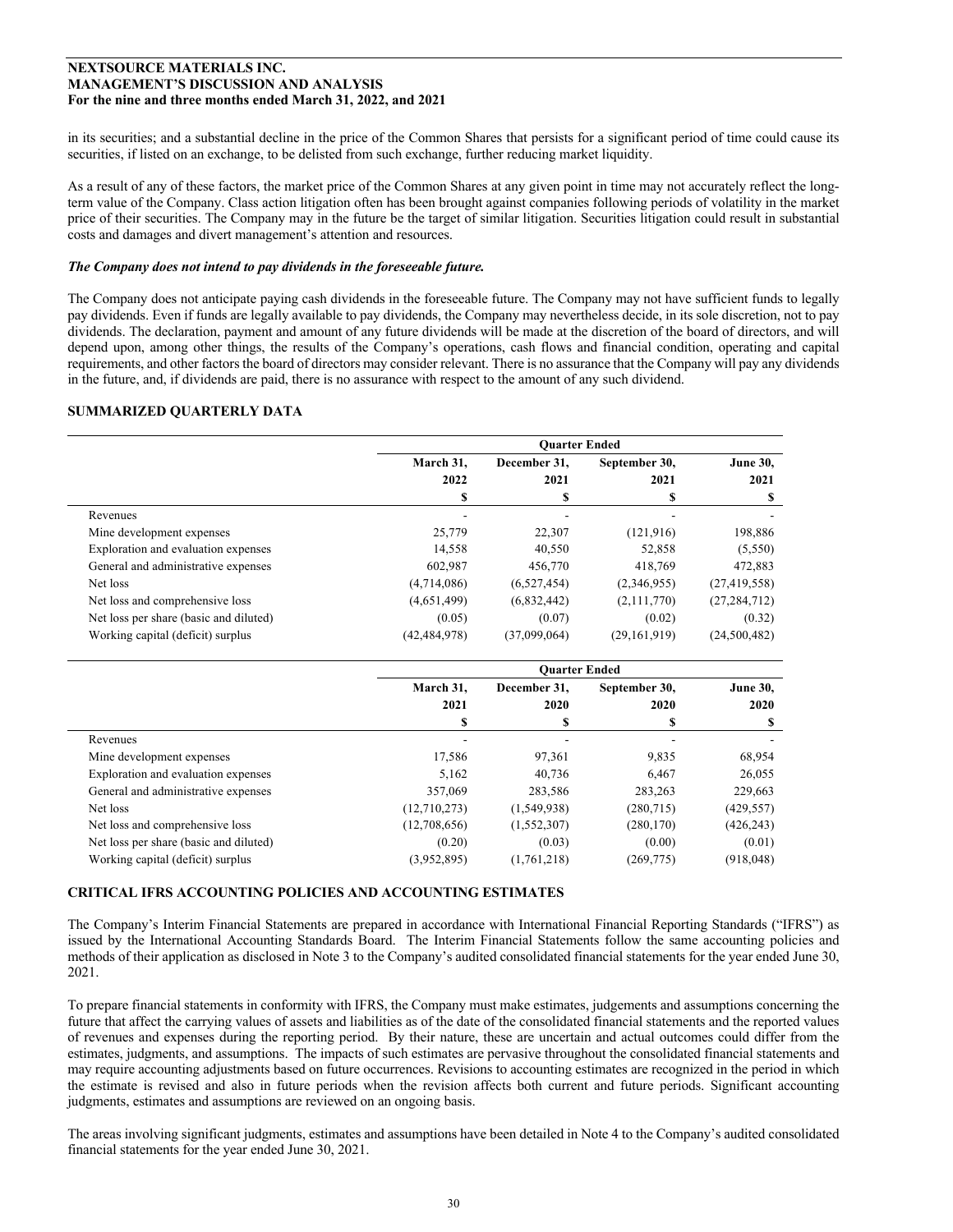in its securities; and a substantial decline in the price of the Common Shares that persists for a significant period of time could cause its securities, if listed on an exchange, to be delisted from such exchange, further reducing market liquidity.

As a result of any of these factors, the market price of the Common Shares at any given point in time may not accurately reflect the long-term value of the Company. Class action litigation often has been brought against companies following periods of volatility in the market price of their securities. The Company may in the future be the target of similar litigation. Securities litigation could result in substantial costs and damages and divert management's attention and resources.

***The Company does not intend to pay dividends in the foreseeable future.***

The Company does not anticipate paying cash dividends in the foreseeable future. The Company may not have sufficient funds to legally pay dividends. Even if funds are legally available to pay dividends, the Company may nevertheless decide, in its sole discretion, not to pay dividends. The declaration, payment and amount of any future dividends will be made at the discretion of the board of directors, and will depend upon, among other things, the results of the Company's operations, cash flows and financial condition, operating and capital requirements, and other factors the board of directors may consider relevant. There is no assurance that the Company will pay any dividends in the future, and, if dividends are paid, there is no assurance with respect to the amount of any such dividend.

## SUMMARIZED QUARTERLY DATA

| | Quarter Ended | | | |
|---|---|---|---|---|
| | March 31, 2022 | December 31, 2021 | September 30, 2021 | June 30, 2021 |
| | $ | $ | $ | $ |
| Revenues | - | - | - | - |
| Mine development expenses | 25,779 | 22,307 | (121,916) | 198,886 |
| Exploration and evaluation expenses | 14,558 | 40,550 | 52,858 | (5,550) |
| General and administrative expenses | 602,987 | 456,770 | 418,769 | 472,883 |
| Net loss | (4,714,086) | (6,527,454) | (2,346,955) | (27,419,558) |
| Net loss and comprehensive loss | (4,651,499) | (6,832,442) | (2,111,770) | (27,284,712) |
| Net loss per share (basic and diluted) | (0.05) | (0.07) | (0.02) | (0.32) |
| Working capital (deficit) surplus | (42,484,978) | (37,099,064) | (29,161,919) | (24,500,482) |

| | Quarter Ended | | | |
|---|---|---|---|---|
| | March 31, 2021 | December 31, 2020 | September 30, 2020 | June 30, 2020 |
| | $ | $ | $ | $ |
| Revenues | - | - | - | - |
| Mine development expenses | 17,586 | 97,361 | 9,835 | 68,954 |
| Exploration and evaluation expenses | 5,162 | 40,736 | 6,467 | 26,055 |
| General and administrative expenses | 357,069 | 283,586 | 283,263 | 229,663 |
| Net loss | (12,710,273) | (1,549,938) | (280,715) | (429,557) |
| Net loss and comprehensive loss | (12,708,656) | (1,552,307) | (280,170) | (426,243) |
| Net loss per share (basic and diluted) | (0.20) | (0.03) | (0.00) | (0.01) |
| Working capital (deficit) surplus | (3,952,895) | (1,761,218) | (269,775) | (918,048) |

## CRITICAL IFRS ACCOUNTING POLICIES AND ACCOUNTING ESTIMATES

The Company's Interim Financial Statements are prepared in accordance with International Financial Reporting Standards ("IFRS") as issued by the International Accounting Standards Board. The Interim Financial Statements follow the same accounting policies and methods of their application as disclosed in Note 3 to the Company's audited consolidated financial statements for the year ended June 30, 2021.

To prepare financial statements in conformity with IFRS, the Company must make estimates, judgements and assumptions concerning the future that affect the carrying values of assets and liabilities as of the date of the consolidated financial statements and the reported values of revenues and expenses during the reporting period. By their nature, these are uncertain and actual outcomes could differ from the estimates, judgments, and assumptions. The impacts of such estimates are pervasive throughout the consolidated financial statements and may require accounting adjustments based on future occurrences. Revisions to accounting estimates are recognized in the period in which the estimate is revised and also in future periods when the revision affects both current and future periods. Significant accounting judgments, estimates and assumptions are reviewed on an ongoing basis.

The areas involving significant judgments, estimates and assumptions have been detailed in Note 4 to the Company's audited consolidated financial statements for the year ended June 30, 2021.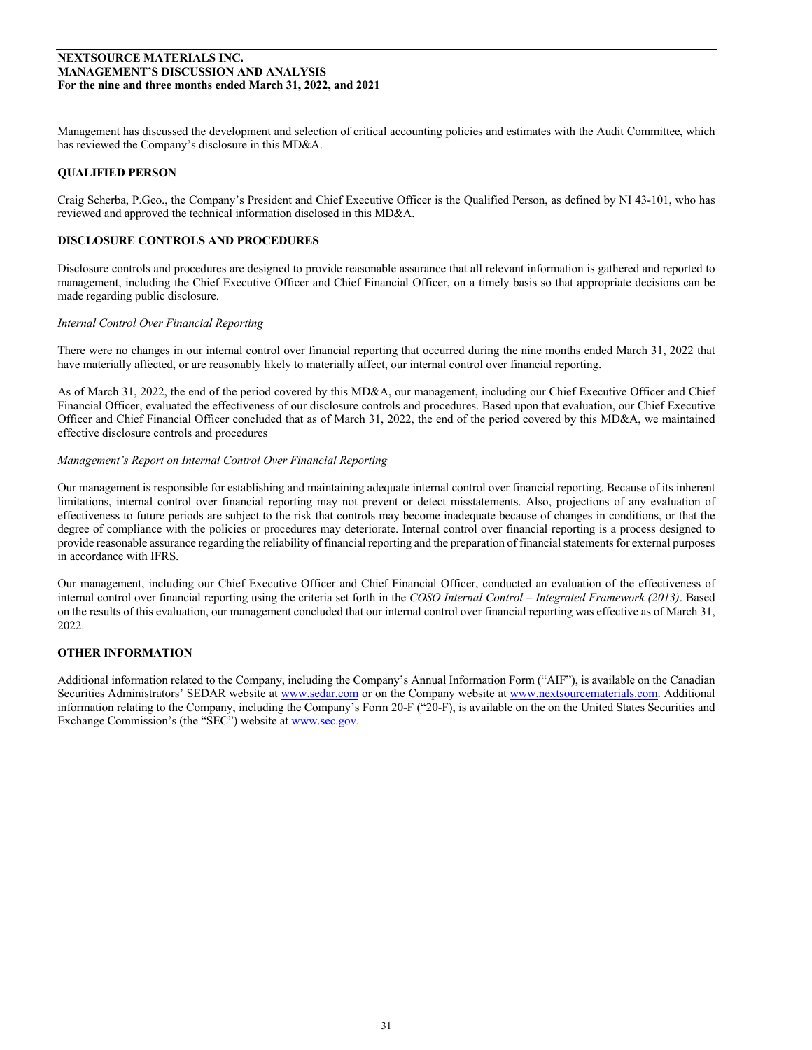Management has discussed the development and selection of critical accounting policies and estimates with the Audit Committee, which has reviewed the Company's disclosure in this MD&A.

## QUALIFIED PERSON

Craig Scherba, P.Geo., the Company's President and Chief Executive Officer is the Qualified Person, as defined by NI 43-101, who has reviewed and approved the technical information disclosed in this MD&A.

## DISCLOSURE CONTROLS AND PROCEDURES

Disclosure controls and procedures are designed to provide reasonable assurance that all relevant information is gathered and reported to management, including the Chief Executive Officer and Chief Financial Officer, on a timely basis so that appropriate decisions can be made regarding public disclosure.

*Internal Control Over Financial Reporting*

There were no changes in our internal control over financial reporting that occurred during the nine months ended March 31, 2022 that have materially affected, or are reasonably likely to materially affect, our internal control over financial reporting.

As of March 31, 2022, the end of the period covered by this MD&A, our management, including our Chief Executive Officer and Chief Financial Officer, evaluated the effectiveness of our disclosure controls and procedures. Based upon that evaluation, our Chief Executive Officer and Chief Financial Officer concluded that as of March 31, 2022, the end of the period covered by this MD&A, we maintained effective disclosure controls and procedures

*Management's Report on Internal Control Over Financial Reporting*

Our management is responsible for establishing and maintaining adequate internal control over financial reporting. Because of its inherent limitations, internal control over financial reporting may not prevent or detect misstatements. Also, projections of any evaluation of effectiveness to future periods are subject to the risk that controls may become inadequate because of changes in conditions, or that the degree of compliance with the policies or procedures may deteriorate. Internal control over financial reporting is a process designed to provide reasonable assurance regarding the reliability of financial reporting and the preparation of financial statements for external purposes in accordance with IFRS.

Our management, including our Chief Executive Officer and Chief Financial Officer, conducted an evaluation of the effectiveness of internal control over financial reporting using the criteria set forth in the *COSO Internal Control – Integrated Framework (2013)*. Based on the results of this evaluation, our management concluded that our internal control over financial reporting was effective as of March 31, 2022.

## OTHER INFORMATION

Additional information related to the Company, including the Company's Annual Information Form ("AIF"), is available on the Canadian Securities Administrators' SEDAR website at www.sedar.com or on the Company website at www.nextsourcematerials.com. Additional information relating to the Company, including the Company's Form 20-F ("20-F), is available on the on the United States Securities and Exchange Commission's (the "SEC") website at www.sec.gov.